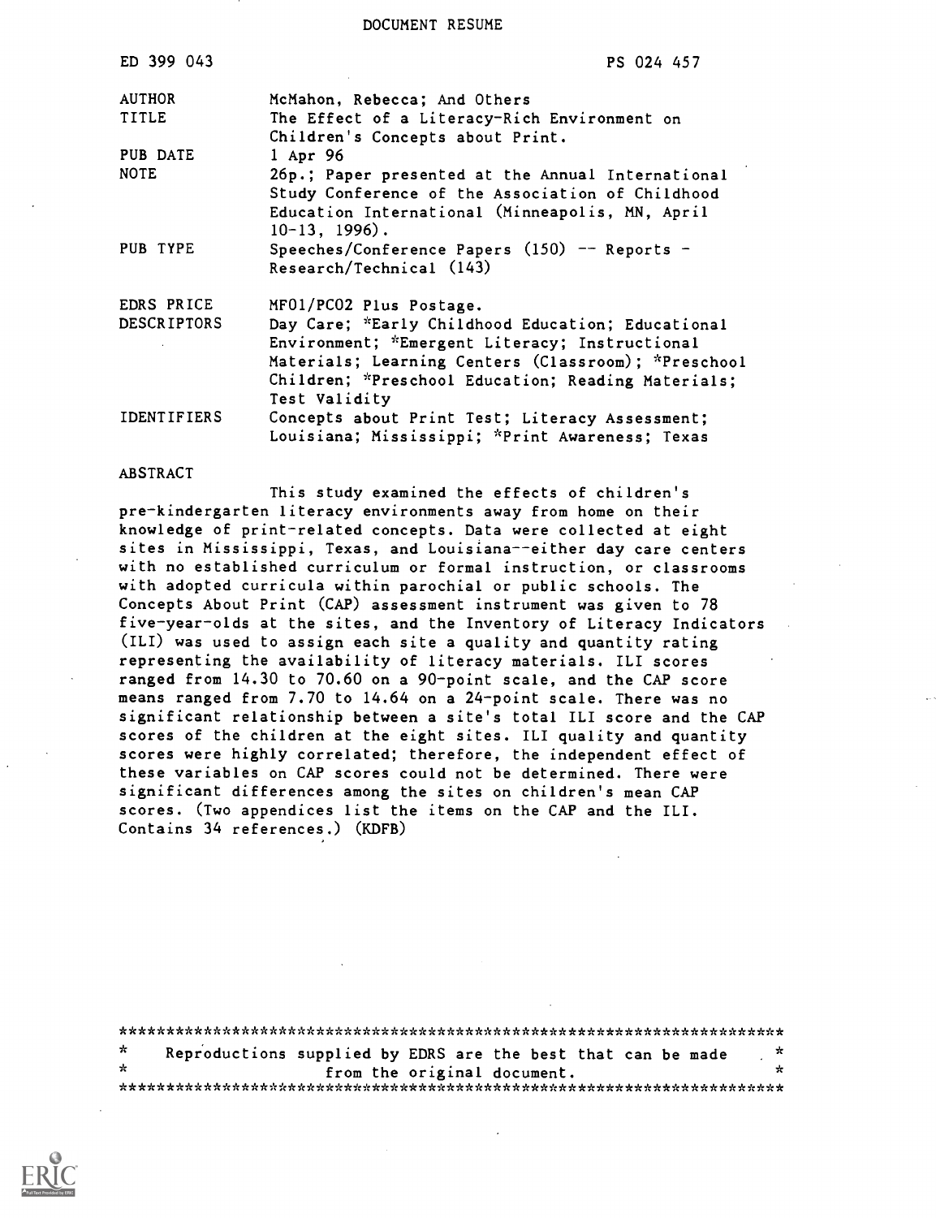DOCUMENT RESUME

| | |
|---|---|
| ED 399 043 | PS 024 457 |
| AUTHOR | McMahon, Rebecca; And Others |
| TITLE | The Effect of a Literacy-Rich Environment on Children's Concepts about Print. |
| PUB DATE | 1 Apr 96 |
| NOTE | 26p.; Paper presented at the Annual International Study Conference of the Association of Childhood Education International (Minneapolis, MN, April 10-13, 1996). |
| PUB TYPE | Speeches/Conference Papers (150) -- Reports - Research/Technical (143) |
| EDRS PRICE | MF01/PC02 Plus Postage. |
| DESCRIPTORS | Day Care; *Early Childhood Education; Educational Environment; *Emergent Literacy; Instructional Materials; Learning Centers (Classroom); *Preschool Children; *Preschool Education; Reading Materials; Test Validity |
| IDENTIFIERS | Concepts about Print Test; Literacy Assessment; Louisiana; Mississippi; *Print Awareness; Texas |

ABSTRACT

This study examined the effects of children's pre-kindergarten literacy environments away from home on their knowledge of print-related concepts. Data were collected at eight sites in Mississippi, Texas, and Louisiana--either day care centers with no established curriculum or formal instruction, or classrooms with adopted curricula within parochial or public schools. The Concepts About Print (CAP) assessment instrument was given to 78 five-year-olds at the sites, and the Inventory of Literacy Indicators (ILI) was used to assign each site a quality and quantity rating representing the availability of literacy materials. ILI scores ranged from 14.30 to 70.60 on a 90-point scale, and the CAP score means ranged from 7.70 to 14.64 on a 24-point scale. There was no significant relationship between a site's total ILI score and the CAP scores of the children at the eight sites. ILI quality and quantity scores were highly correlated; therefore, the independent effect of these variables on CAP scores could not be determined. There were significant differences among the sites on children's mean CAP scores. (Two appendices list the items on the CAP and the ILI. Contains 34 references.) (KDFB)

***********************************************************************
* Reproductions supplied by EDRS are the best that can be made *
* from the original document. *
***********************************************************************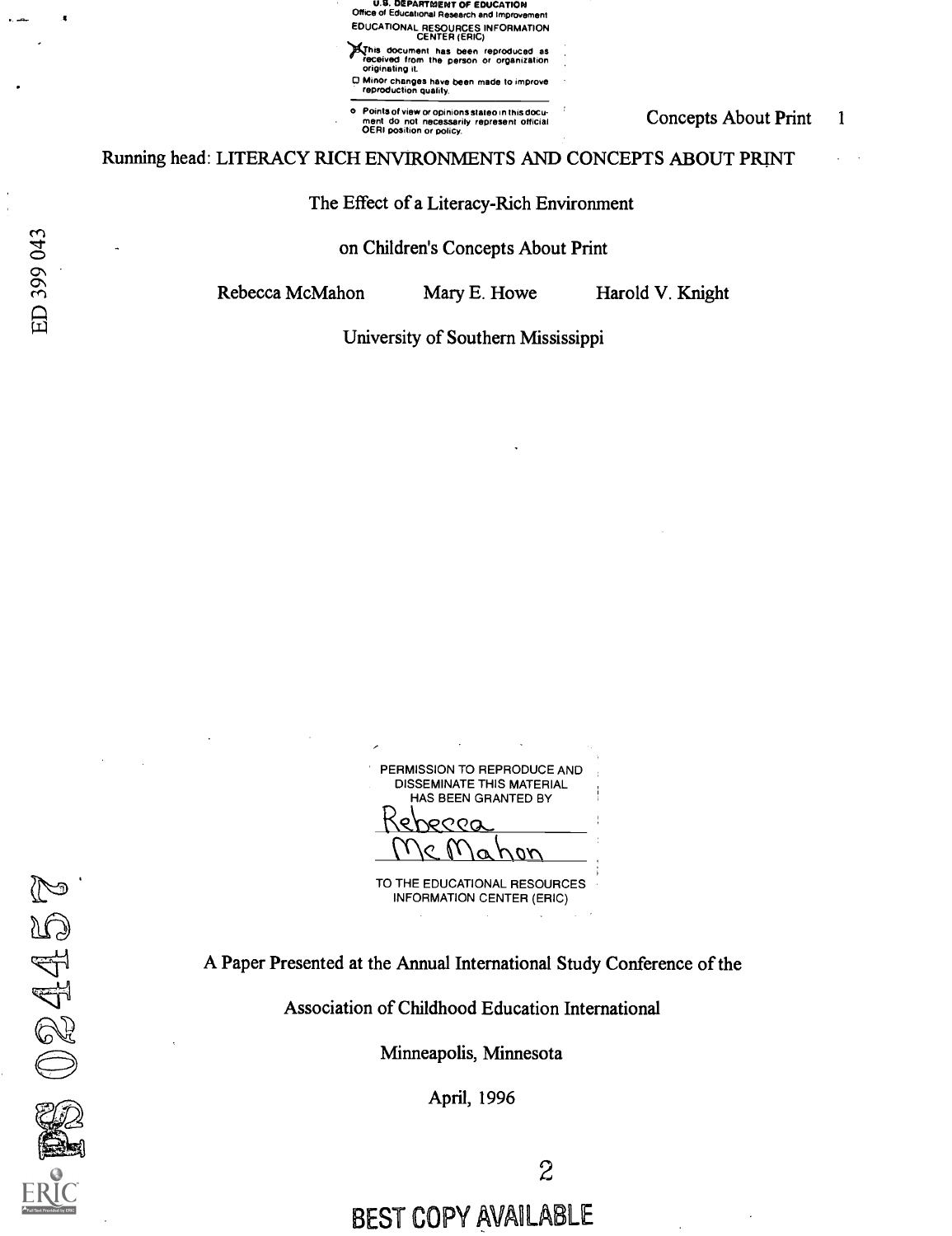U.S. DEPARTMENT OF EDUCATION
Office of Educational Research and Improvement
EDUCATIONAL RESOURCES INFORMATION CENTER (ERIC)

This document has been reproduced as received from the person or organization originating it.

Minor changes have been made to improve reproduction quality.

Points of view or opinions stated in this document do not necessarily represent official OERI position or policy.

Running head: LITERACY RICH ENVIRONMENTS AND CONCEPTS ABOUT PRINT

# The Effect of a Literacy-Rich Environment on Children's Concepts About Print

Rebecca McMahon Mary E. Howe Harold V. Knight

University of Southern Mississippi

PERMISSION TO REPRODUCE AND DISSEMINATE THIS MATERIAL HAS BEEN GRANTED BY

Rebecca McMahon

TO THE EDUCATIONAL RESOURCES INFORMATION CENTER (ERIC)

A Paper Presented at the Annual International Study Conference of the

Association of Childhood Education International

Minneapolis, Minnesota

April, 1996

BEST COPY AVAILABLE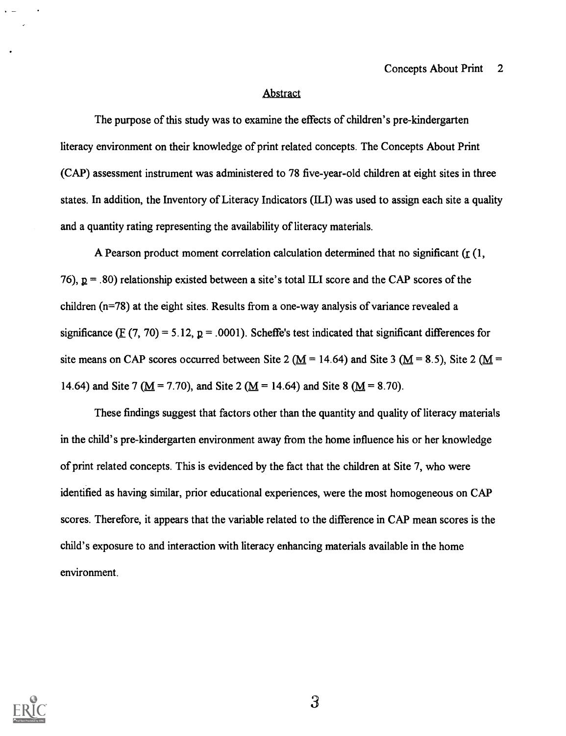## Abstract

The purpose of this study was to examine the effects of children's pre-kindergarten literacy environment on their knowledge of print related concepts. The Concepts About Print (CAP) assessment instrument was administered to 78 five-year-old children at eight sites in three states. In addition, the Inventory of Literacy Indicators (ILI) was used to assign each site a quality and a quantity rating representing the availability of literacy materials.

A Pearson product moment correlation calculation determined that no significant ($r$ (1, 76), $p = .80$) relationship existed between a site's total ILI score and the CAP scores of the children (n=78) at the eight sites. Results from a one-way analysis of variance revealed a significance ($F$ (7, 70) = 5.12, $p = .0001$). Scheffe's test indicated that significant differences for site means on CAP scores occurred between Site 2 ($M$ = 14.64) and Site 3 ($M$ = 8.5), Site 2 ($M$ = 14.64) and Site 7 ($M$ = 7.70), and Site 2 ($M$ = 14.64) and Site 8 ($M$ = 8.70).

These findings suggest that factors other than the quantity and quality of literacy materials in the child's pre-kindergarten environment away from the home influence his or her knowledge of print related concepts. This is evidenced by the fact that the children at Site 7, who were identified as having similar, prior educational experiences, were the most homogeneous on CAP scores. Therefore, it appears that the variable related to the difference in CAP mean scores is the child's exposure to and interaction with literacy enhancing materials available in the home environment.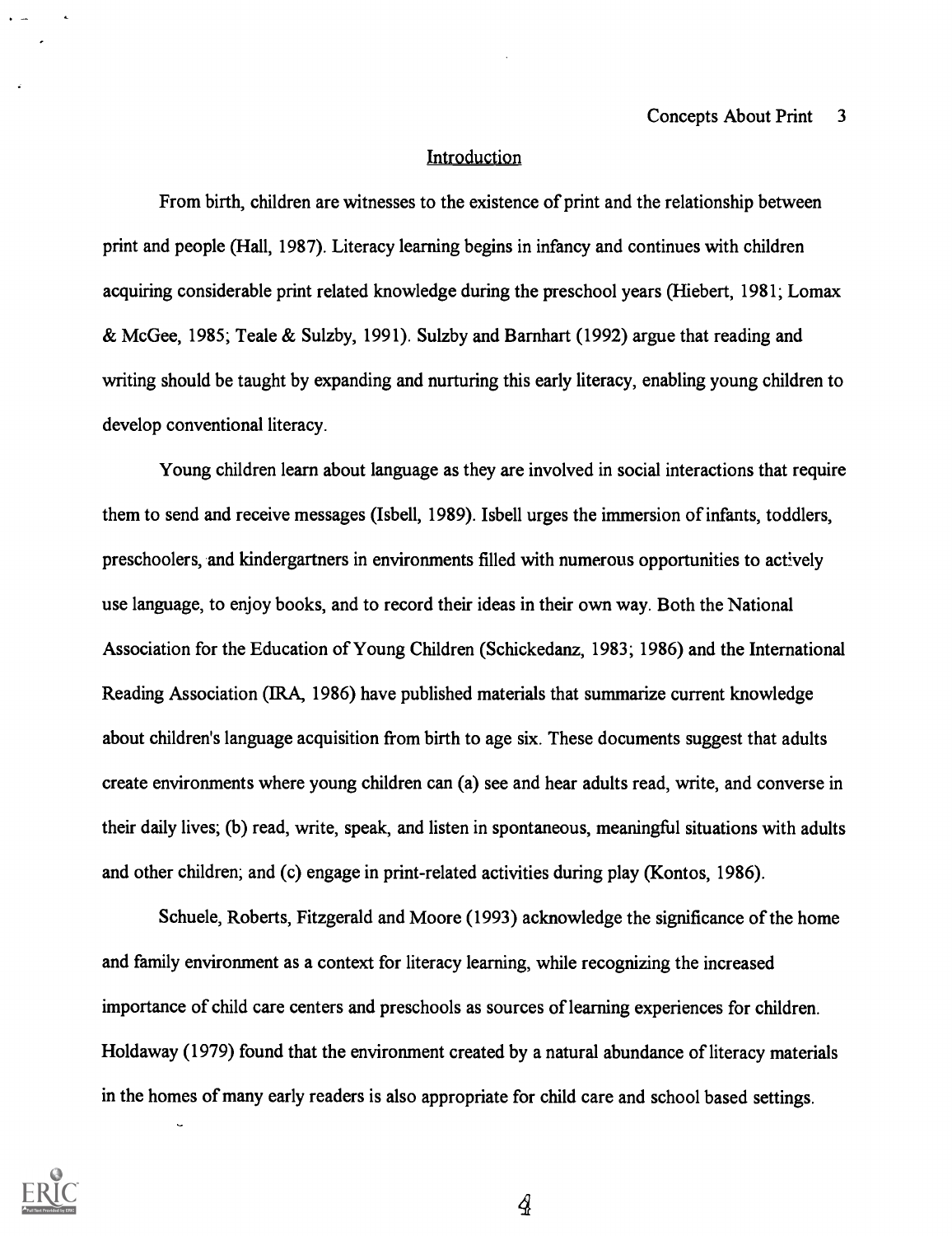## Introduction

From birth, children are witnesses to the existence of print and the relationship between print and people (Hall, 1987). Literacy learning begins in infancy and continues with children acquiring considerable print related knowledge during the preschool years (Hiebert, 1981; Lomax & McGee, 1985; Teale & Sulzby, 1991). Sulzby and Barnhart (1992) argue that reading and writing should be taught by expanding and nurturing this early literacy, enabling young children to develop conventional literacy.

Young children learn about language as they are involved in social interactions that require them to send and receive messages (Isbell, 1989). Isbell urges the immersion of infants, toddlers, preschoolers, and kindergartners in environments filled with numerous opportunities to actively use language, to enjoy books, and to record their ideas in their own way. Both the National Association for the Education of Young Children (Schickedanz, 1983; 1986) and the International Reading Association (IRA, 1986) have published materials that summarize current knowledge about children's language acquisition from birth to age six. These documents suggest that adults create environments where young children can (a) see and hear adults read, write, and converse in their daily lives; (b) read, write, speak, and listen in spontaneous, meaningful situations with adults and other children; and (c) engage in print-related activities during play (Kontos, 1986).

Schuele, Roberts, Fitzgerald and Moore (1993) acknowledge the significance of the home and family environment as a context for literacy learning, while recognizing the increased importance of child care centers and preschools as sources of learning experiences for children. Holdaway (1979) found that the environment created by a natural abundance of literacy materials in the homes of many early readers is also appropriate for child care and school based settings.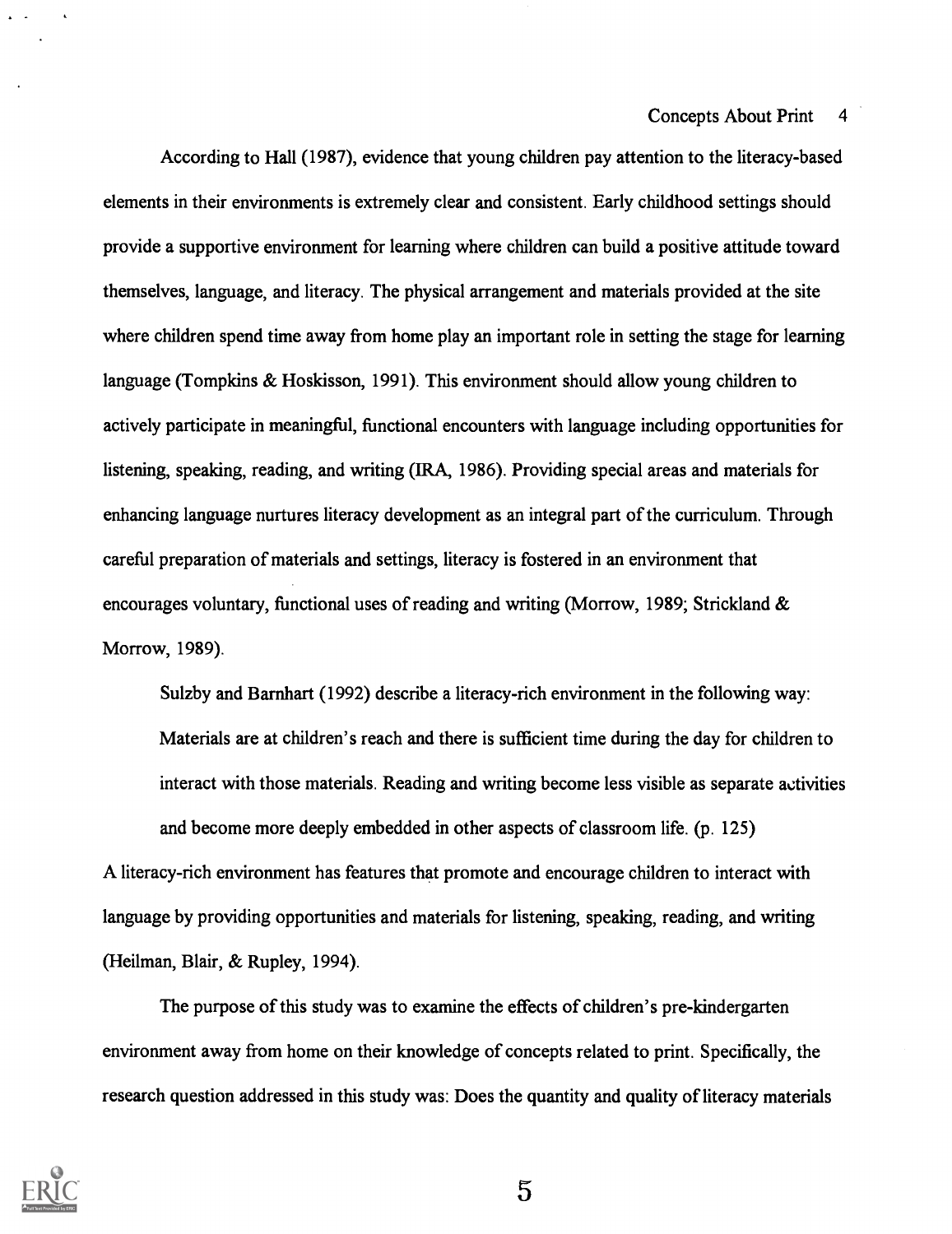According to Hall (1987), evidence that young children pay attention to the literacy-based elements in their environments is extremely clear and consistent. Early childhood settings should provide a supportive environment for learning where children can build a positive attitude toward themselves, language, and literacy. The physical arrangement and materials provided at the site where children spend time away from home play an important role in setting the stage for learning language (Tompkins & Hoskisson, 1991). This environment should allow young children to actively participate in meaningful, functional encounters with language including opportunities for listening, speaking, reading, and writing (IRA, 1986). Providing special areas and materials for enhancing language nurtures literacy development as an integral part of the curriculum. Through careful preparation of materials and settings, literacy is fostered in an environment that encourages voluntary, functional uses of reading and writing (Morrow, 1989; Strickland & Morrow, 1989).

Sulzby and Barnhart (1992) describe a literacy-rich environment in the following way:

> Materials are at children's reach and there is sufficient time during the day for children to interact with those materials. Reading and writing become less visible as separate activities and become more deeply embedded in other aspects of classroom life. (p. 125)

A literacy-rich environment has features that promote and encourage children to interact with language by providing opportunities and materials for listening, speaking, reading, and writing (Heilman, Blair, & Rupley, 1994).

The purpose of this study was to examine the effects of children's pre-kindergarten environment away from home on their knowledge of concepts related to print. Specifically, the research question addressed in this study was: Does the quantity and quality of literacy materials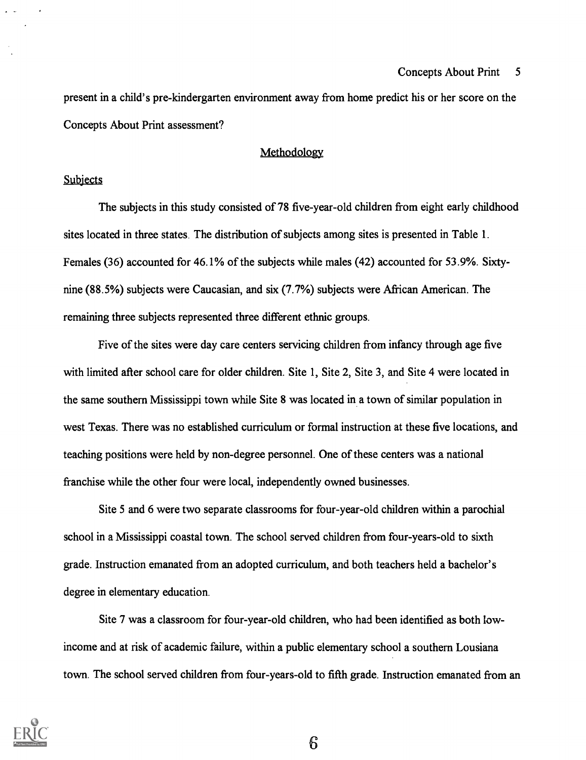present in a child's pre-kindergarten environment away from home predict his or her score on the Concepts About Print assessment?

## Methodology

### Subjects

The subjects in this study consisted of 78 five-year-old children from eight early childhood sites located in three states. The distribution of subjects among sites is presented in Table 1. Females (36) accounted for 46.1% of the subjects while males (42) accounted for 53.9%. Sixty-nine (88.5%) subjects were Caucasian, and six (7.7%) subjects were African American. The remaining three subjects represented three different ethnic groups.

Five of the sites were day care centers servicing children from infancy through age five with limited after school care for older children. Site 1, Site 2, Site 3, and Site 4 were located in the same southern Mississippi town while Site 8 was located in a town of similar population in west Texas. There was no established curriculum or formal instruction at these five locations, and teaching positions were held by non-degree personnel. One of these centers was a national franchise while the other four were local, independently owned businesses.

Site 5 and 6 were two separate classrooms for four-year-old children within a parochial school in a Mississippi coastal town. The school served children from four-years-old to sixth grade. Instruction emanated from an adopted curriculum, and both teachers held a bachelor's degree in elementary education.

Site 7 was a classroom for four-year-old children, who had been identified as both low-income and at risk of academic failure, within a public elementary school a southern Lousiana town. The school served children from four-years-old to fifth grade. Instruction emanated from an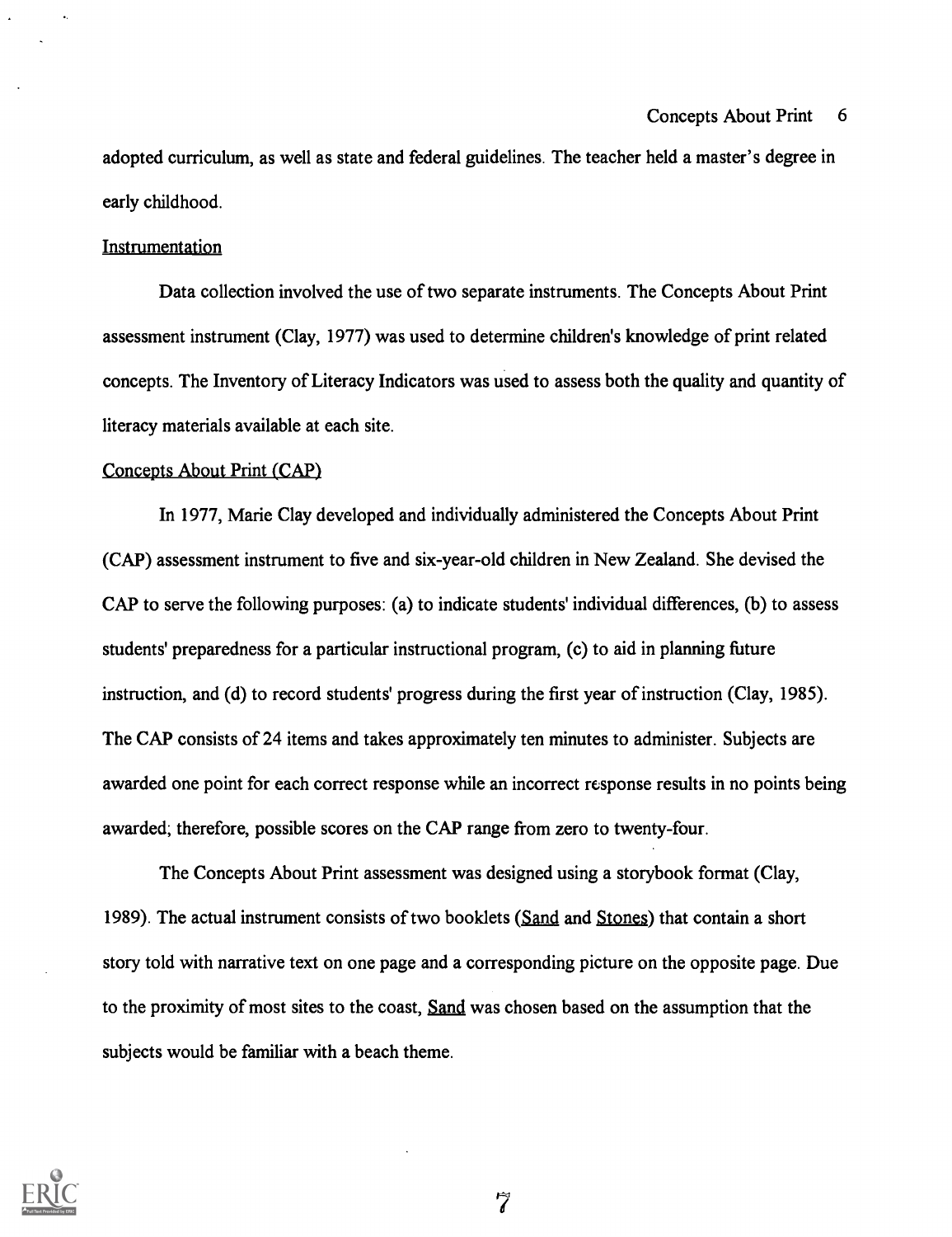adopted curriculum, as well as state and federal guidelines. The teacher held a master's degree in early childhood.

### Instrumentation

Data collection involved the use of two separate instruments. The Concepts About Print assessment instrument (Clay, 1977) was used to determine children's knowledge of print related concepts. The Inventory of Literacy Indicators was used to assess both the quality and quantity of literacy materials available at each site.

### Concepts About Print (CAP)

In 1977, Marie Clay developed and individually administered the Concepts About Print (CAP) assessment instrument to five and six-year-old children in New Zealand. She devised the CAP to serve the following purposes: (a) to indicate students' individual differences, (b) to assess students' preparedness for a particular instructional program, (c) to aid in planning future instruction, and (d) to record students' progress during the first year of instruction (Clay, 1985). The CAP consists of 24 items and takes approximately ten minutes to administer. Subjects are awarded one point for each correct response while an incorrect response results in no points being awarded; therefore, possible scores on the CAP range from zero to twenty-four.

The Concepts About Print assessment was designed using a storybook format (Clay, 1989). The actual instrument consists of two booklets (Sand and Stones) that contain a short story told with narrative text on one page and a corresponding picture on the opposite page. Due to the proximity of most sites to the coast, Sand was chosen based on the assumption that the subjects would be familiar with a beach theme.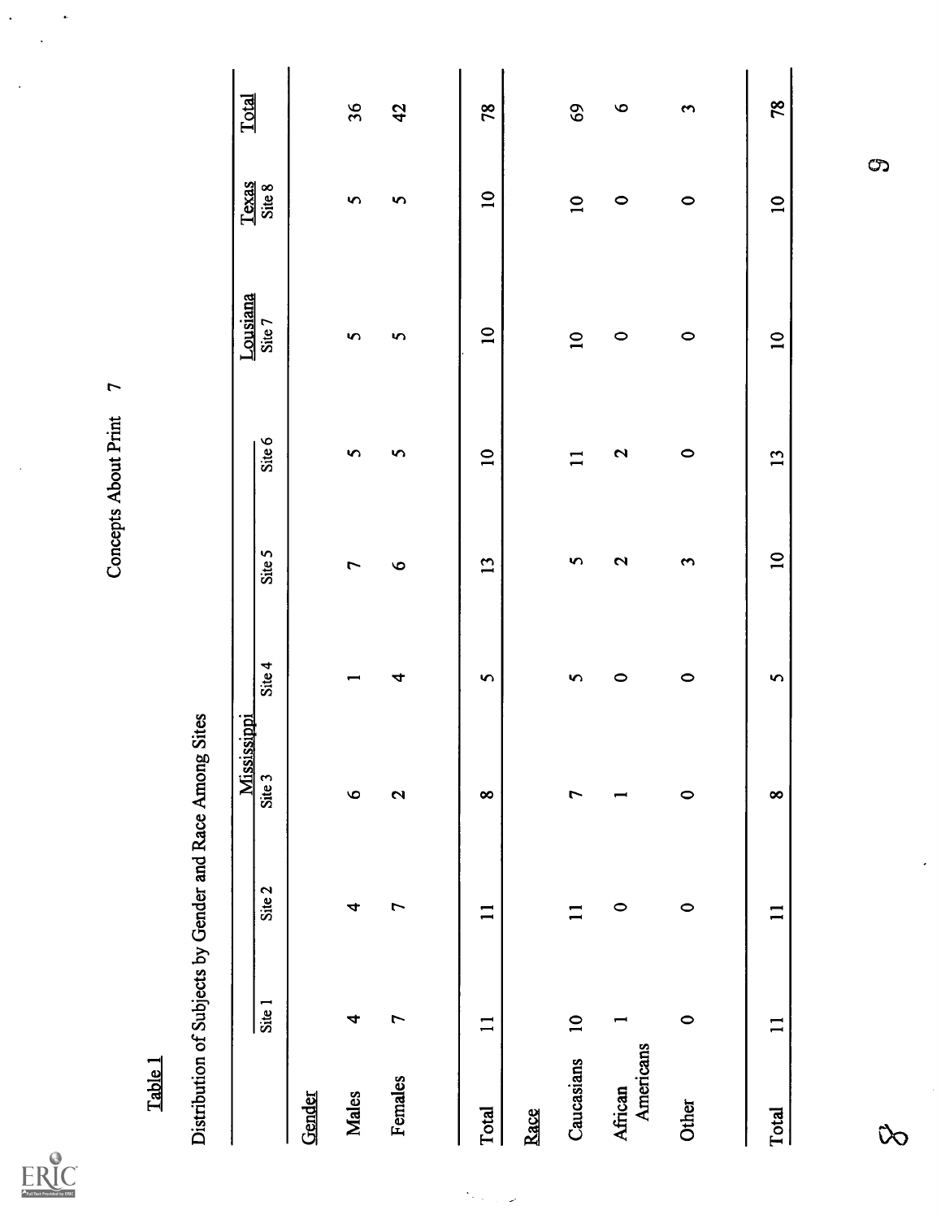Table 1

Distribution of Subjects by Gender and Race Among Sites

| | Mississippi | | | | | | Lousiana | Texas | Total |
|---|---|---|---|---|---|---|---|---|---|
| | Site 1 | Site 2 | Site 3 | Site 4 | Site 5 | Site 6 | Site 7 | Site 8 | |
| Gender | | | | | | | | | |
| Males | 4 | 4 | 6 | 1 | 7 | 5 | 5 | 5 | 36 |
| Females | 7 | 7 | 2 | 4 | 6 | 5 | 5 | 5 | 42 |
| Total | 11 | 11 | 8 | 5 | 13 | 10 | 10 | 10 | 78 |
| Race | | | | | | | | | |
| Caucasians | 10 | 11 | 7 | 5 | 5 | 11 | 10 | 10 | 69 |
| African Americans | 1 | 0 | 1 | 0 | 2 | 2 | 0 | 0 | 6 |
| Other | 0 | 0 | 0 | 0 | 3 | 0 | 0 | 0 | 3 |
| Total | 11 | 11 | 8 | 5 | 10 | 13 | 10 | 10 | 78 |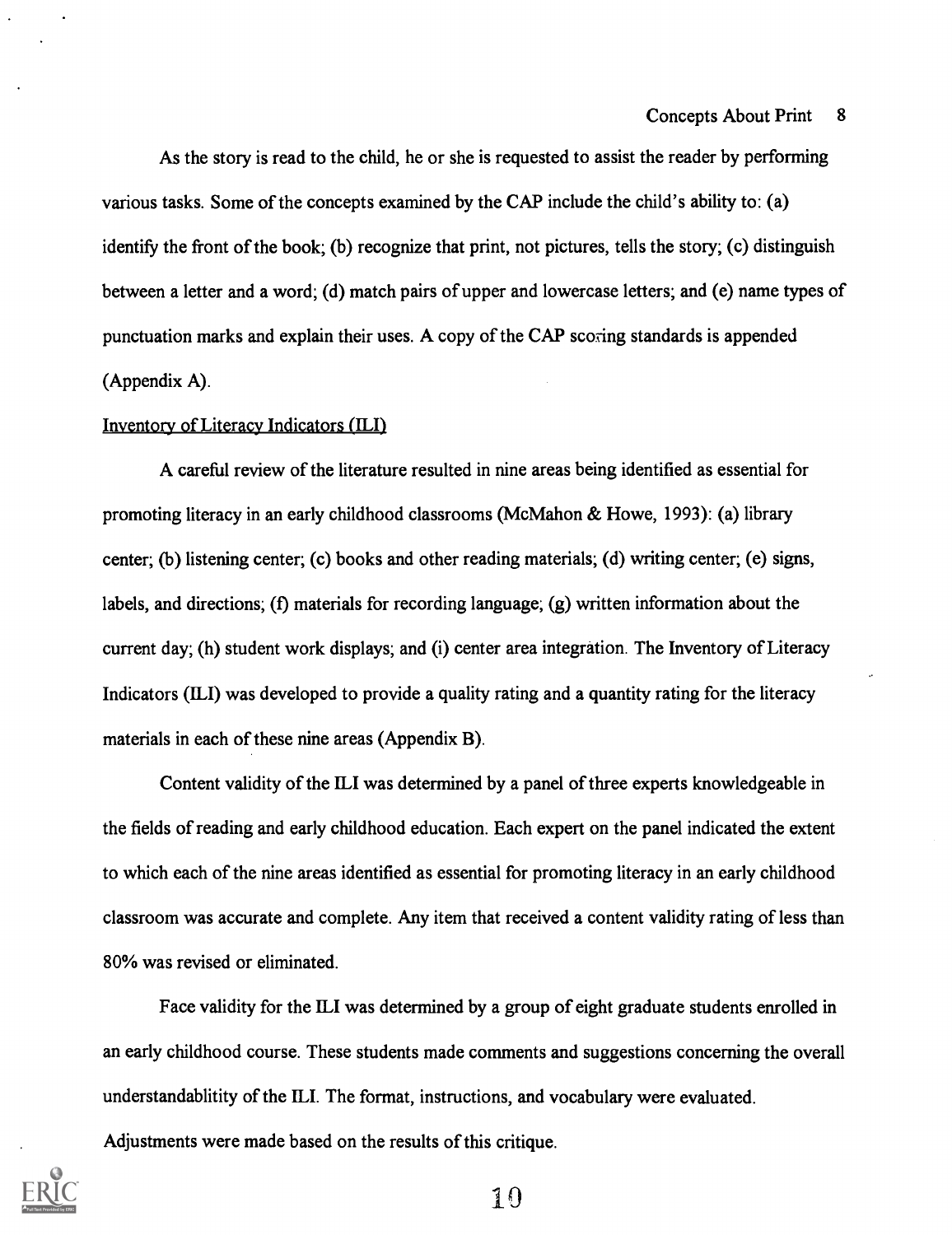As the story is read to the child, he or she is requested to assist the reader by performing various tasks. Some of the concepts examined by the CAP include the child's ability to: (a) identify the front of the book; (b) recognize that print, not pictures, tells the story; (c) distinguish between a letter and a word; (d) match pairs of upper and lowercase letters; and (e) name types of punctuation marks and explain their uses. A copy of the CAP scoring standards is appended (Appendix A).

<u>Inventory of Literacy Indicators (ILI)</u>

A careful review of the literature resulted in nine areas being identified as essential for promoting literacy in an early childhood classrooms (McMahon & Howe, 1993): (a) library center; (b) listening center; (c) books and other reading materials; (d) writing center; (e) signs, labels, and directions; (f) materials for recording language; (g) written information about the current day; (h) student work displays; and (i) center area integration. The Inventory of Literacy Indicators (ILI) was developed to provide a quality rating and a quantity rating for the literacy materials in each of these nine areas (Appendix B).

Content validity of the ILI was determined by a panel of three experts knowledgeable in the fields of reading and early childhood education. Each expert on the panel indicated the extent to which each of the nine areas identified as essential for promoting literacy in an early childhood classroom was accurate and complete. Any item that received a content validity rating of less than 80% was revised or eliminated.

Face validity for the ILI was determined by a group of eight graduate students enrolled in an early childhood course. These students made comments and suggestions concerning the overall understandablitity of the ILI. The format, instructions, and vocabulary were evaluated. Adjustments were made based on the results of this critique.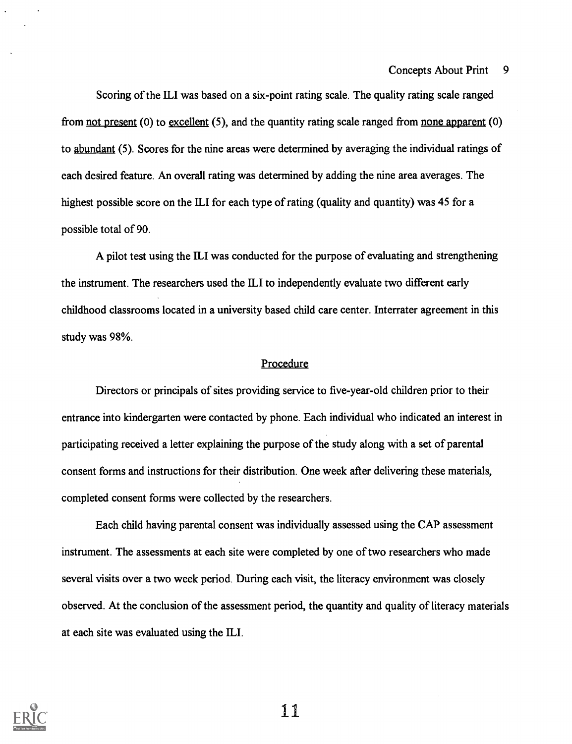Scoring of the ILI was based on a six-point rating scale. The quality rating scale ranged from not present (0) to excellent (5), and the quantity rating scale ranged from none apparent (0) to abundant (5). Scores for the nine areas were determined by averaging the individual ratings of each desired feature. An overall rating was determined by adding the nine area averages. The highest possible score on the ILI for each type of rating (quality and quantity) was 45 for a possible total of 90.

A pilot test using the ILI was conducted for the purpose of evaluating and strengthening the instrument. The researchers used the ILI to independently evaluate two different early childhood classrooms located in a university based child care center. Interrater agreement in this study was 98%.

## Procedure

Directors or principals of sites providing service to five-year-old children prior to their entrance into kindergarten were contacted by phone. Each individual who indicated an interest in participating received a letter explaining the purpose of the study along with a set of parental consent forms and instructions for their distribution. One week after delivering these materials, completed consent forms were collected by the researchers.

Each child having parental consent was individually assessed using the CAP assessment instrument. The assessments at each site were completed by one of two researchers who made several visits over a two week period. During each visit, the literacy environment was closely observed. At the conclusion of the assessment period, the quantity and quality of literacy materials at each site was evaluated using the ILI.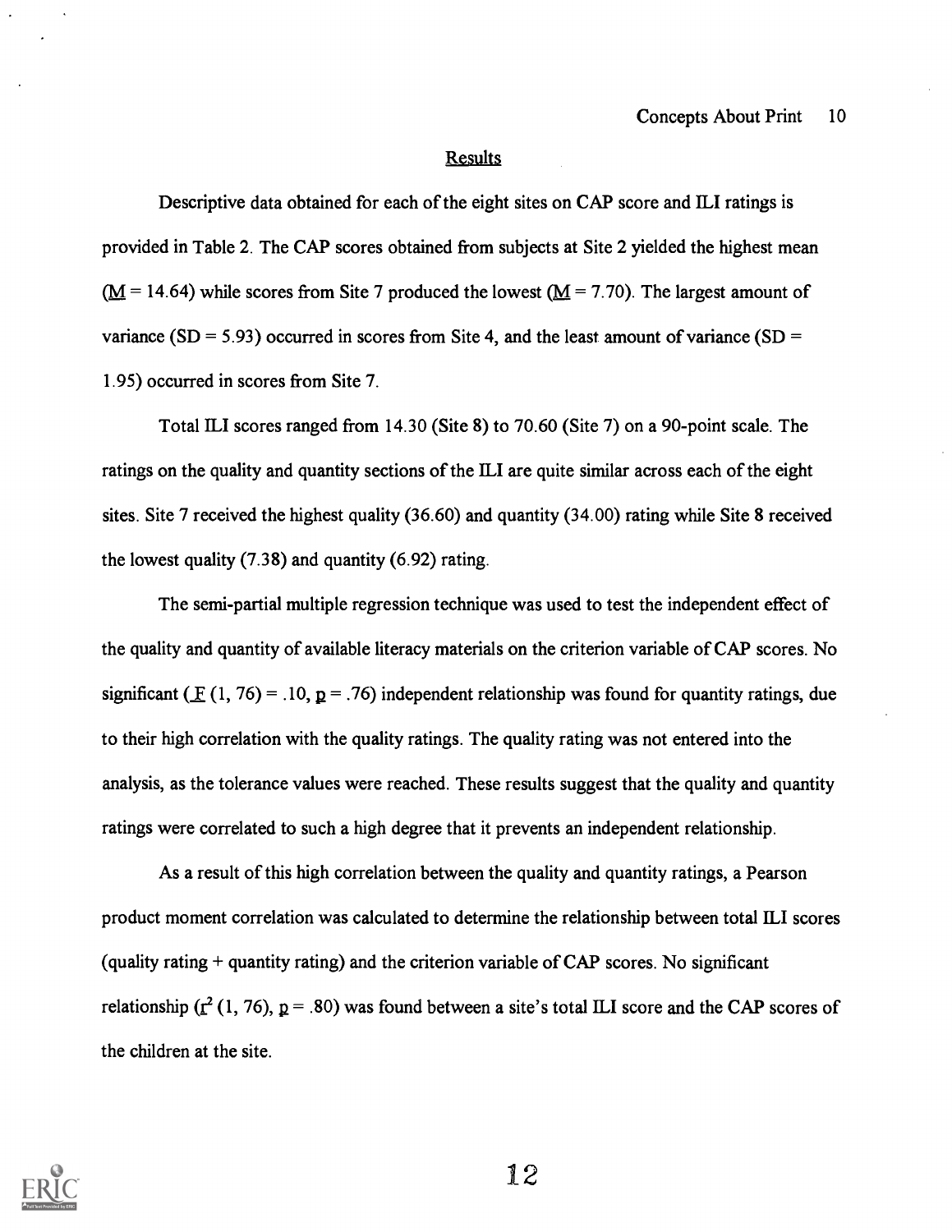## Results

Descriptive data obtained for each of the eight sites on CAP score and ILI ratings is provided in Table 2. The CAP scores obtained from subjects at Site 2 yielded the highest mean ($\underline{M}$ = 14.64) while scores from Site 7 produced the lowest ($\underline{M}$ = 7.70). The largest amount of variance (SD = 5.93) occurred in scores from Site 4, and the least amount of variance (SD = 1.95) occurred in scores from Site 7.

Total ILI scores ranged from 14.30 (Site 8) to 70.60 (Site 7) on a 90-point scale. The ratings on the quality and quantity sections of the ILI are quite similar across each of the eight sites. Site 7 received the highest quality (36.60) and quantity (34.00) rating while Site 8 received the lowest quality (7.38) and quantity (6.92) rating.

The semi-partial multiple regression technique was used to test the independent effect of the quality and quantity of available literacy materials on the criterion variable of CAP scores. No significant ($\underline{F}$ (1, 76) = .10, $\underline{p}$ = .76) independent relationship was found for quantity ratings, due to their high correlation with the quality ratings. The quality rating was not entered into the analysis, as the tolerance values were reached. These results suggest that the quality and quantity ratings were correlated to such a high degree that it prevents an independent relationship.

As a result of this high correlation between the quality and quantity ratings, a Pearson product moment correlation was calculated to determine the relationship between total ILI scores (quality rating + quantity rating) and the criterion variable of CAP scores. No significant relationship ($\underline{r}^2$ (1, 76), $\underline{p}$ = .80) was found between a site's total ILI score and the CAP scores of the children at the site.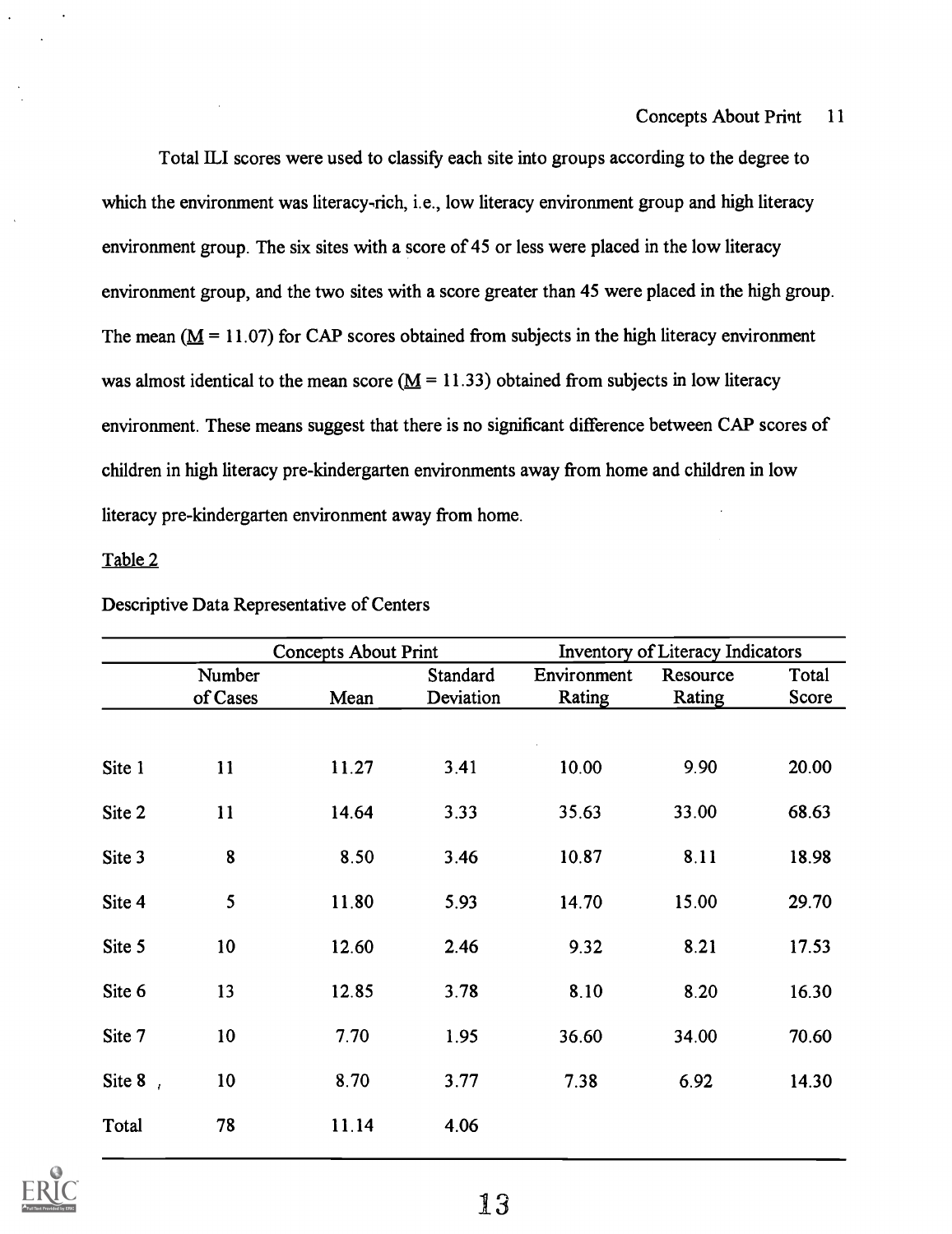Total ILI scores were used to classify each site into groups according to the degree to which the environment was literacy-rich, i.e., low literacy environment group and high literacy environment group. The six sites with a score of 45 or less were placed in the low literacy environment group, and the two sites with a score greater than 45 were placed in the high group. The mean ($M$ = 11.07) for CAP scores obtained from subjects in the high literacy environment was almost identical to the mean score ($M$ = 11.33) obtained from subjects in low literacy environment. These means suggest that there is no significant difference between CAP scores of children in high literacy pre-kindergarten environments away from home and children in low literacy pre-kindergarten environment away from home.

Table 2

Descriptive Data Representative of Centers

| | Concepts About Print | | | Inventory of Literacy Indicators | | |
|---|---|---|---|---|---|---|
| | Number of Cases | Mean | Standard Deviation | Environment Rating | Resource Rating | Total Score |
| Site 1 | 11 | 11.27 | 3.41 | 10.00 | 9.90 | 20.00 |
| Site 2 | 11 | 14.64 | 3.33 | 35.63 | 33.00 | 68.63 |
| Site 3 | 8 | 8.50 | 3.46 | 10.87 | 8.11 | 18.98 |
| Site 4 | 5 | 11.80 | 5.93 | 14.70 | 15.00 | 29.70 |
| Site 5 | 10 | 12.60 | 2.46 | 9.32 | 8.21 | 17.53 |
| Site 6 | 13 | 12.85 | 3.78 | 8.10 | 8.20 | 16.30 |
| Site 7 | 10 | 7.70 | 1.95 | 36.60 | 34.00 | 70.60 |
| Site 8 | 10 | 8.70 | 3.77 | 7.38 | 6.92 | 14.30 |
| Total | 78 | 11.14 | 4.06 | | | |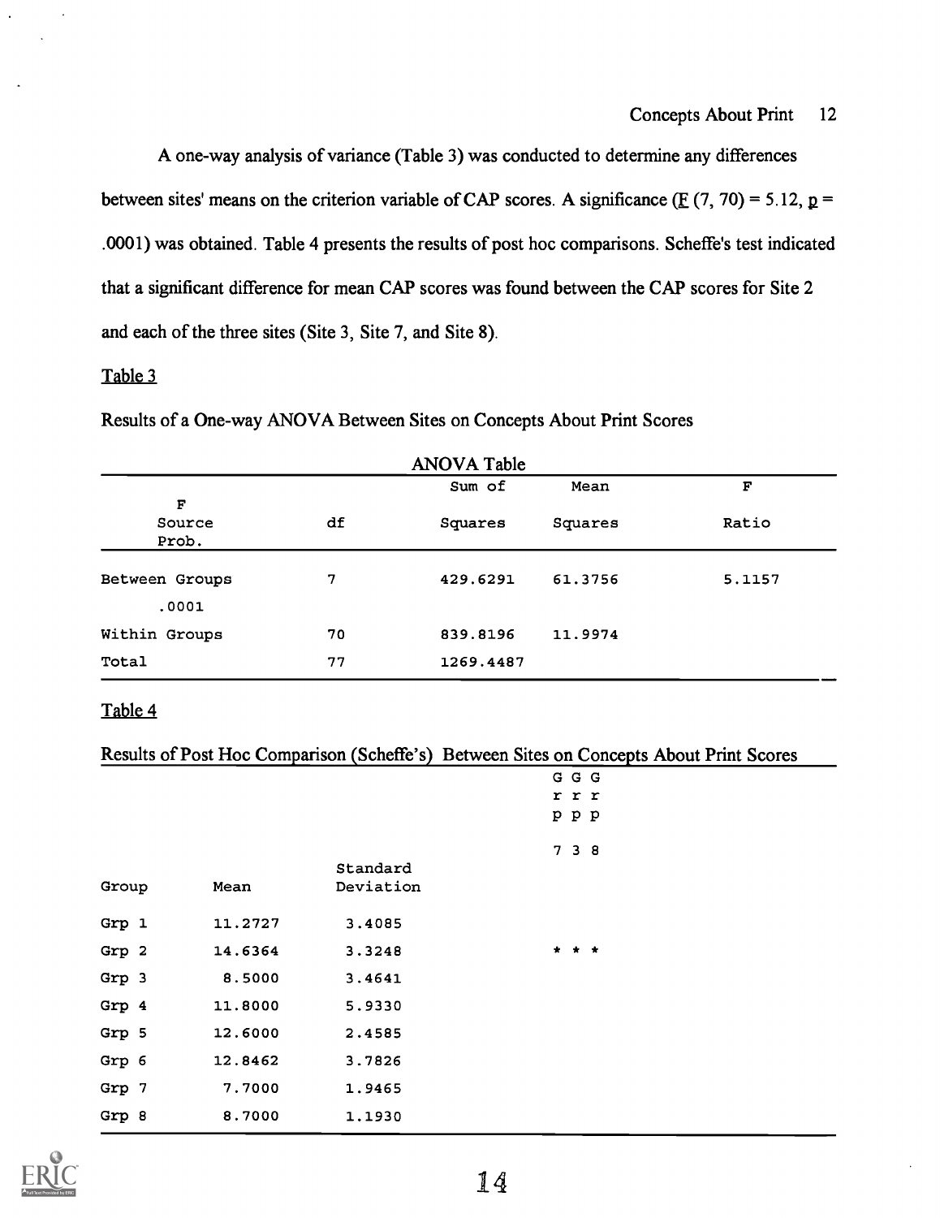A one-way analysis of variance (Table 3) was conducted to determine any differences between sites' means on the criterion variable of CAP scores. A significance ($F$ (7, 70) = 5.12, $p$ = .0001) was obtained. Table 4 presents the results of post hoc comparisons. Scheffe's test indicated that a significant difference for mean CAP scores was found between the CAP scores for Site 2 and each of the three sites (Site 3, Site 7, and Site 8).

Table 3

Results of a One-way ANOVA Between Sites on Concepts About Print Scores

ANOVA Table

| Source | df | Sum of Squares | Mean Squares | F Ratio | F Prob. |
|---|---|---|---|---|---|
| Between Groups | 7 | 429.6291 | 61.3756 | 5.1157 | .0001 |
| Within Groups | 70 | 839.8196 | 11.9974 | | |
| Total | 77 | 1269.4487 | | | |

Table 4

Results of Post Hoc Comparison (Scheffe's) Between Sites on Concepts About Print Scores

| Group | Mean | Standard Deviation | Grp 7 | Grp 3 | Grp 8 |
|---|---|---|---|---|---|
| Grp 1 | 11.2727 | 3.4085 | | | |
| Grp 2 | 14.6364 | 3.3248 | * | * | * |
| Grp 3 | 8.5000 | 3.4641 | | | |
| Grp 4 | 11.8000 | 5.9330 | | | |
| Grp 5 | 12.6000 | 2.4585 | | | |
| Grp 6 | 12.8462 | 3.7826 | | | |
| Grp 7 | 7.7000 | 1.9465 | | | |
| Grp 8 | 8.7000 | 1.1930 | | | |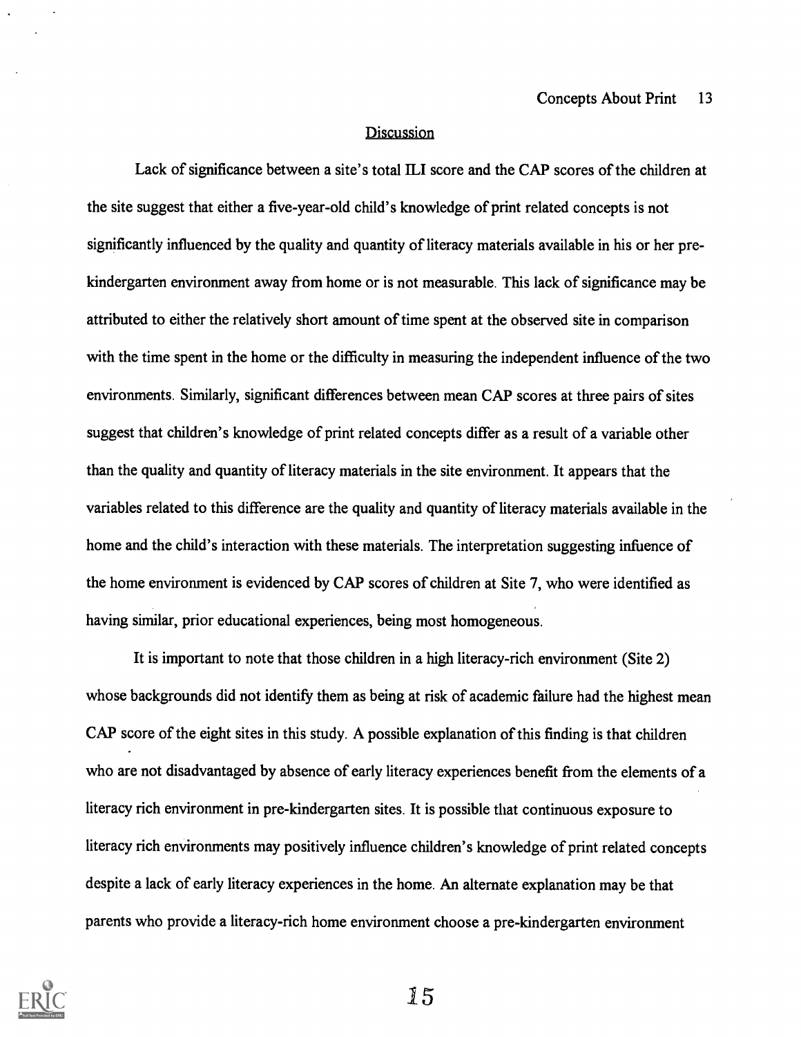## Discussion

Lack of significance between a site's total ILI score and the CAP scores of the children at the site suggest that either a five-year-old child's knowledge of print related concepts is not significantly influenced by the quality and quantity of literacy materials available in his or her pre-kindergarten environment away from home or is not measurable. This lack of significance may be attributed to either the relatively short amount of time spent at the observed site in comparison with the time spent in the home or the difficulty in measuring the independent influence of the two environments. Similarly, significant differences between mean CAP scores at three pairs of sites suggest that children's knowledge of print related concepts differ as a result of a variable other than the quality and quantity of literacy materials in the site environment. It appears that the variables related to this difference are the quality and quantity of literacy materials available in the home and the child's interaction with these materials. The interpretation suggesting infuence of the home environment is evidenced by CAP scores of children at Site 7, who were identified as having similar, prior educational experiences, being most homogeneous.

It is important to note that those children in a high literacy-rich environment (Site 2) whose backgrounds did not identify them as being at risk of academic failure had the highest mean CAP score of the eight sites in this study. A possible explanation of this finding is that children who are not disadvantaged by absence of early literacy experiences benefit from the elements of a literacy rich environment in pre-kindergarten sites. It is possible that continuous exposure to literacy rich environments may positively influence children's knowledge of print related concepts despite a lack of early literacy experiences in the home. An alternate explanation may be that parents who provide a literacy-rich home environment choose a pre-kindergarten environment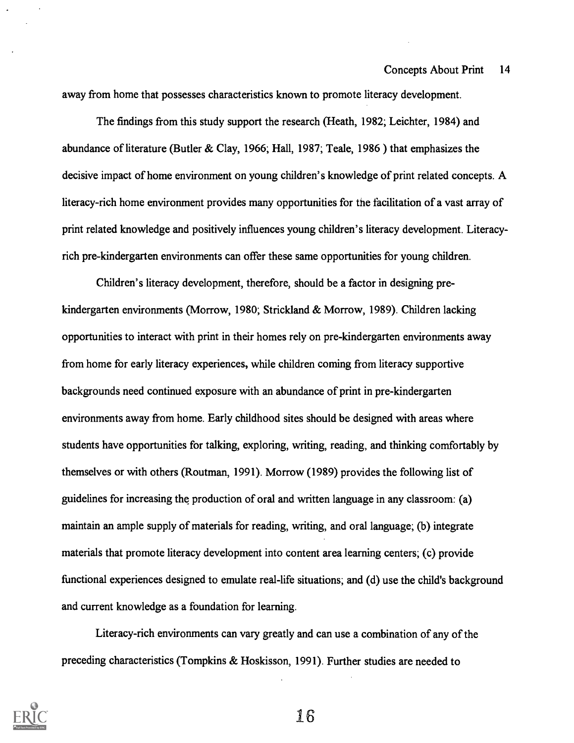away from home that possesses characteristics known to promote literacy development.

The findings from this study support the research (Heath, 1982; Leichter, 1984) and abundance of literature (Butler & Clay, 1966; Hall, 1987; Teale, 1986 ) that emphasizes the decisive impact of home environment on young children's knowledge of print related concepts. A literacy-rich home environment provides many opportunities for the facilitation of a vast array of print related knowledge and positively influences young children's literacy development. Literacy-rich pre-kindergarten environments can offer these same opportunities for young children.

Children's literacy development, therefore, should be a factor in designing pre-kindergarten environments (Morrow, 1980; Strickland & Morrow, 1989). Children lacking opportunities to interact with print in their homes rely on pre-kindergarten environments away from home for early literacy experiences, while children coming from literacy supportive backgrounds need continued exposure with an abundance of print in pre-kindergarten environments away from home. Early childhood sites should be designed with areas where students have opportunities for talking, exploring, writing, reading, and thinking comfortably by themselves or with others (Routman, 1991). Morrow (1989) provides the following list of guidelines for increasing the production of oral and written language in any classroom: (a) maintain an ample supply of materials for reading, writing, and oral language; (b) integrate materials that promote literacy development into content area learning centers; (c) provide functional experiences designed to emulate real-life situations; and (d) use the child's background and current knowledge as a foundation for learning.

Literacy-rich environments can vary greatly and can use a combination of any of the preceding characteristics (Tompkins & Hoskisson, 1991). Further studies are needed to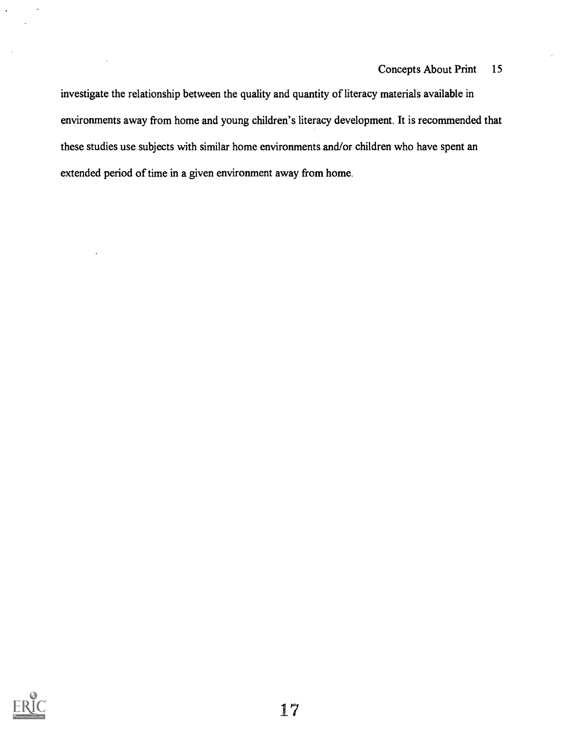investigate the relationship between the quality and quantity of literacy materials available in environments away from home and young children's literacy development. It is recommended that these studies use subjects with similar home environments and/or children who have spent an extended period of time in a given environment away from home.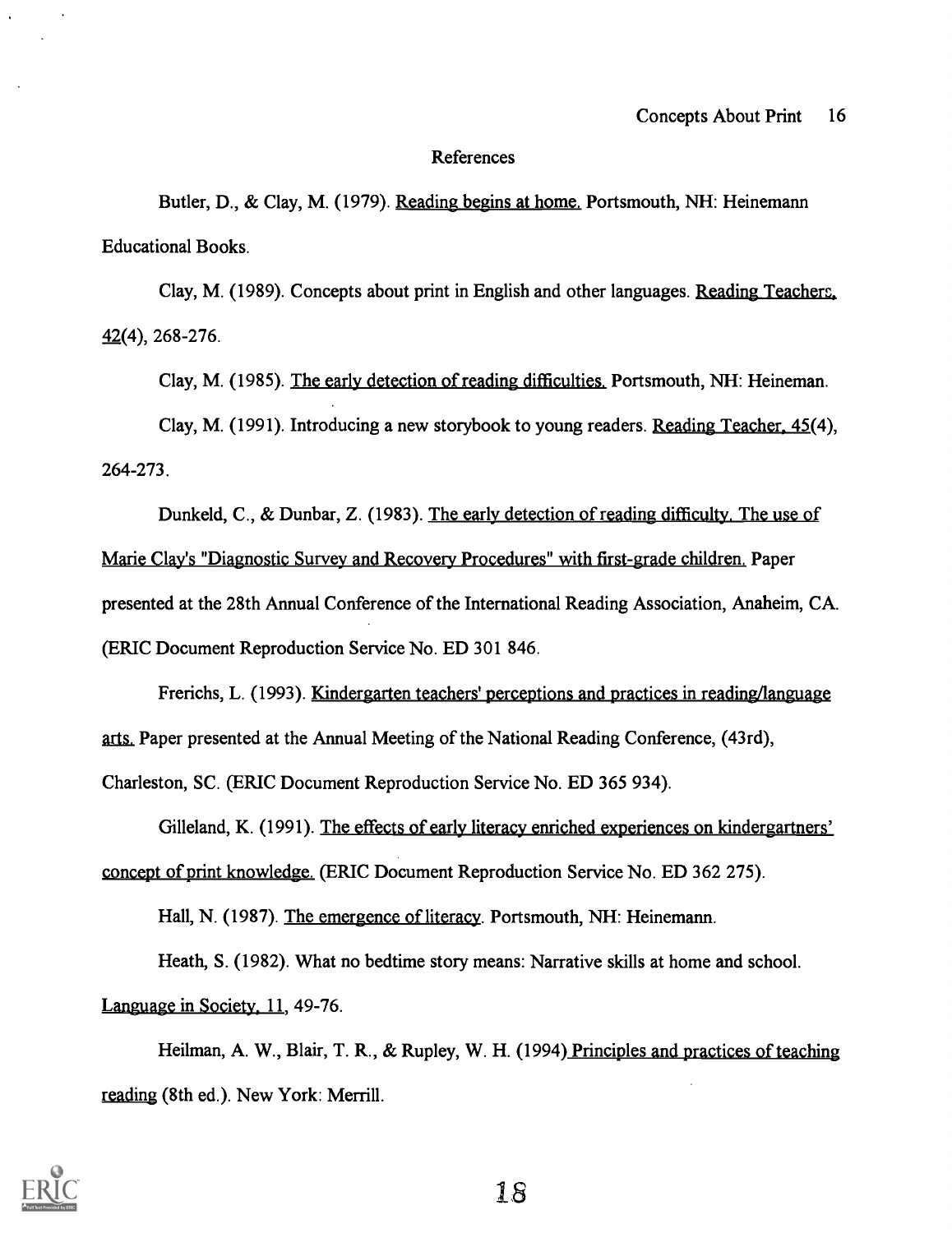# References

Butler, D., & Clay, M. (1979). Reading begins at home. Portsmouth, NH: Heinemann Educational Books.

Clay, M. (1989). Concepts about print in English and other languages. Reading Teachers, 42(4), 268-276.

Clay, M. (1985). The early detection of reading difficulties. Portsmouth, NH: Heineman.

Clay, M. (1991). Introducing a new storybook to young readers. Reading Teacher, 45(4), 264-273.

Dunkeld, C., & Dunbar, Z. (1983). The early detection of reading difficulty. The use of Marie Clay's "Diagnostic Survey and Recovery Procedures" with first-grade children. Paper presented at the 28th Annual Conference of the International Reading Association, Anaheim, CA. (ERIC Document Reproduction Service No. ED 301 846.

Frerichs, L. (1993). Kindergarten teachers' perceptions and practices in reading/language arts. Paper presented at the Annual Meeting of the National Reading Conference, (43rd), Charleston, SC. (ERIC Document Reproduction Service No. ED 365 934).

Gilleland, K. (1991). The effects of early literacy enriched experiences on kindergartners' concept of print knowledge. (ERIC Document Reproduction Service No. ED 362 275).

Hall, N. (1987). The emergence of literacy. Portsmouth, NH: Heinemann.

Heath, S. (1982). What no bedtime story means: Narrative skills at home and school. Language in Society, 11, 49-76.

Heilman, A. W., Blair, T. R., & Rupley, W. H. (1994) Principles and practices of teaching reading (8th ed.). New York: Merrill.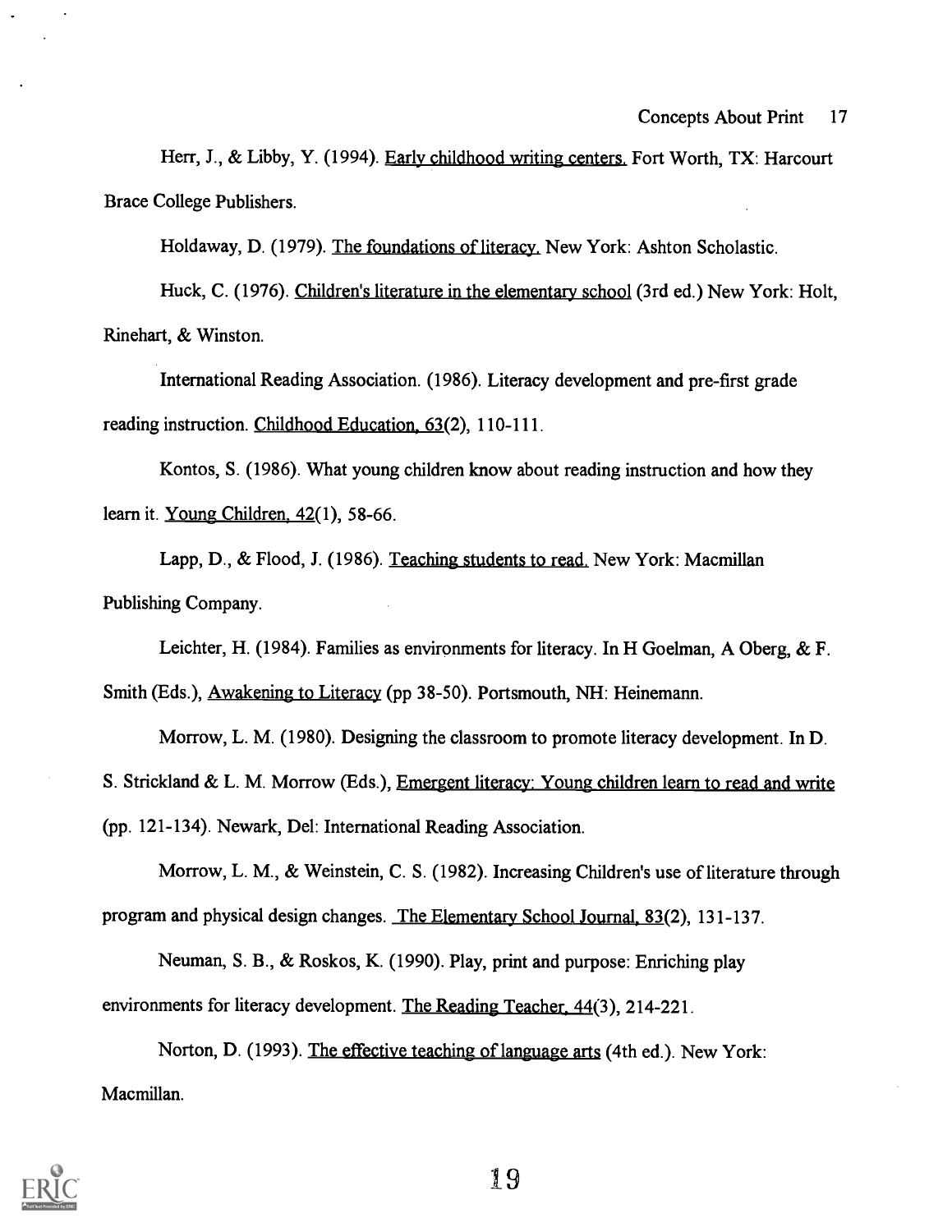Herr, J., & Libby, Y. (1994). Early childhood writing centers. Fort Worth, TX: Harcourt Brace College Publishers.

Holdaway, D. (1979). The foundations of literacy. New York: Ashton Scholastic.

Huck, C. (1976). Children's literature in the elementary school (3rd ed.) New York: Holt, Rinehart, & Winston.

International Reading Association. (1986). Literacy development and pre-first grade reading instruction. Childhood Education, 63(2), 110-111.

Kontos, S. (1986). What young children know about reading instruction and how they learn it. Young Children, 42(1), 58-66.

Lapp, D., & Flood, J. (1986). Teaching students to read. New York: Macmillan Publishing Company.

Leichter, H. (1984). Families as environments for literacy. In H Goelman, A Oberg, & F. Smith (Eds.), Awakening to Literacy (pp 38-50). Portsmouth, NH: Heinemann.

Morrow, L. M. (1980). Designing the classroom to promote literacy development. In D. S. Strickland & L. M. Morrow (Eds.), Emergent literacy: Young children learn to read and write (pp. 121-134). Newark, Del: International Reading Association.

Morrow, L. M., & Weinstein, C. S. (1982). Increasing Children's use of literature through program and physical design changes. The Elementary School Journal, 83(2), 131-137.

Neuman, S. B., & Roskos, K. (1990). Play, print and purpose: Enriching play environments for literacy development. The Reading Teacher, 44(3), 214-221.

Norton, D. (1993). The effective teaching of language arts (4th ed.). New York: Macmillan.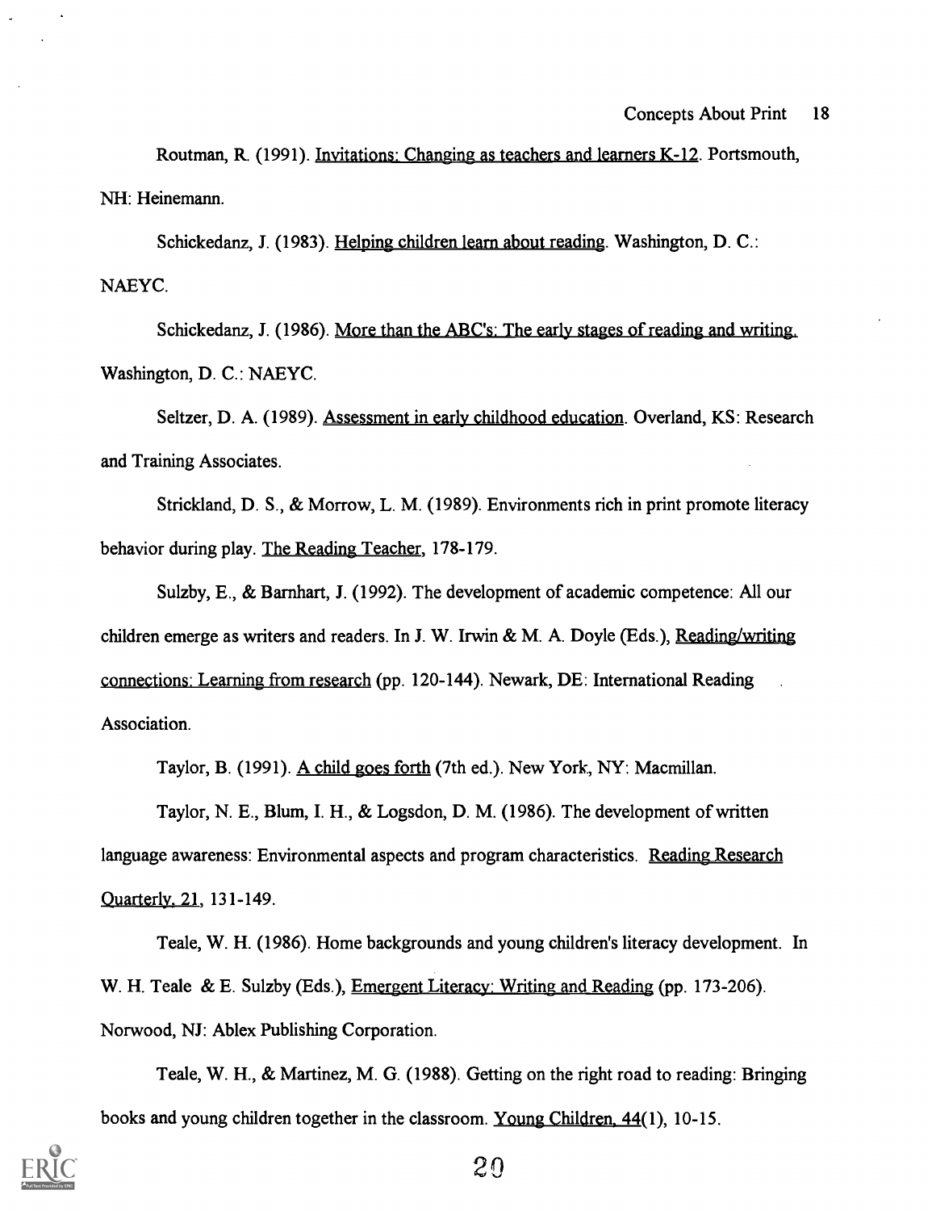Routman, R. (1991). Invitations: Changing as teachers and learners K-12. Portsmouth, NH: Heinemann.

Schickedanz, J. (1983). Helping children learn about reading. Washington, D. C.: NAEYC.

Schickedanz, J. (1986). More than the ABC's: The early stages of reading and writing. Washington, D. C.: NAEYC.

Seltzer, D. A. (1989). Assessment in early childhood education. Overland, KS: Research and Training Associates.

Strickland, D. S., & Morrow, L. M. (1989). Environments rich in print promote literacy behavior during play. The Reading Teacher, 178-179.

Sulzby, E., & Barnhart, J. (1992). The development of academic competence: All our children emerge as writers and readers. In J. W. Irwin & M. A. Doyle (Eds.), Reading/writing connections: Learning from research (pp. 120-144). Newark, DE: International Reading Association.

Taylor, B. (1991). A child goes forth (7th ed.). New York, NY: Macmillan.

Taylor, N. E., Blum, I. H., & Logsdon, D. M. (1986). The development of written language awareness: Environmental aspects and program characteristics. Reading Research Quarterly, 21, 131-149.

Teale, W. H. (1986). Home backgrounds and young children's literacy development. In W. H. Teale & E. Sulzby (Eds.), Emergent Literacy: Writing and Reading (pp. 173-206). Norwood, NJ: Ablex Publishing Corporation.

Teale, W. H., & Martinez, M. G. (1988). Getting on the right road to reading: Bringing books and young children together in the classroom. Young Children, 44(1), 10-15.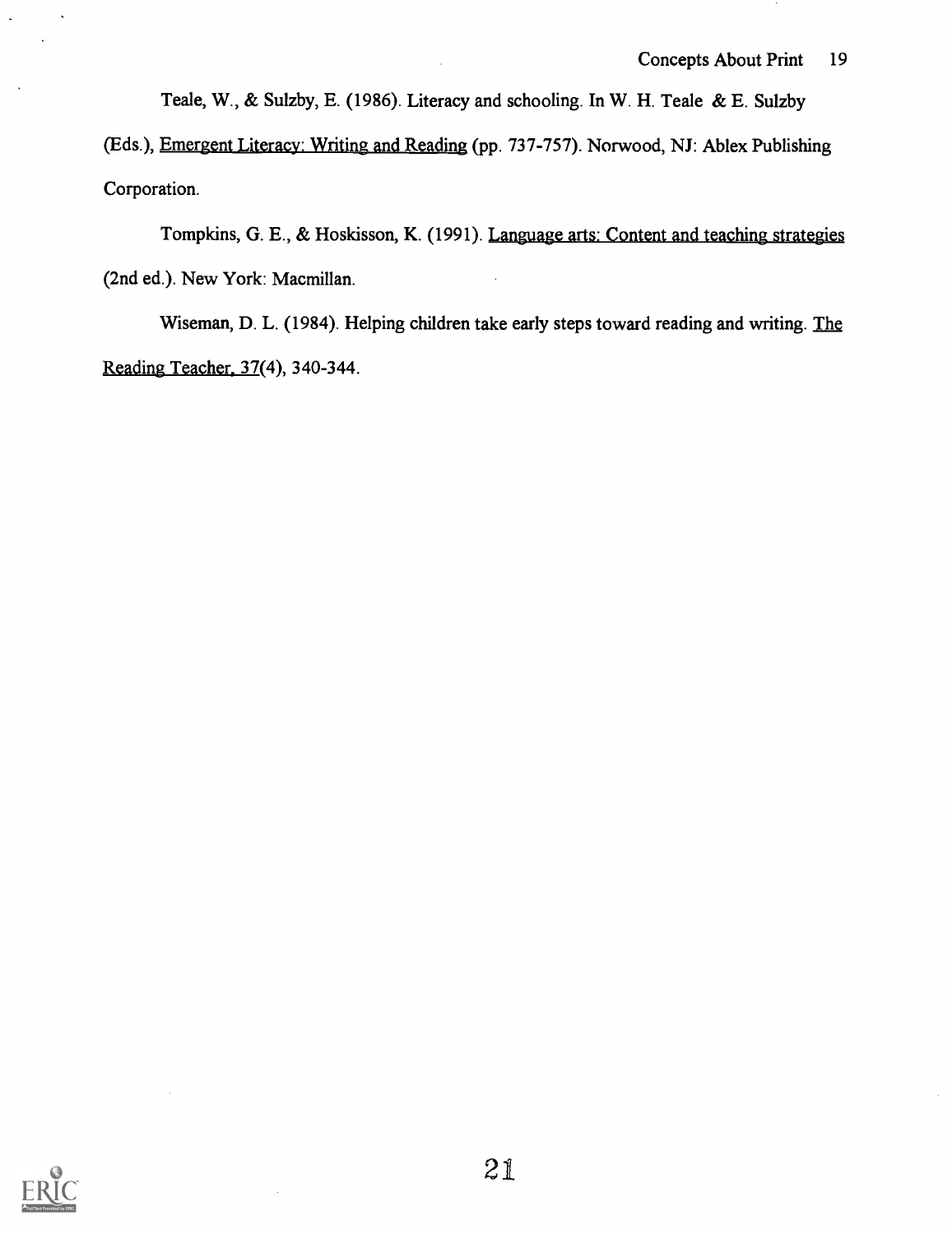Teale, W., & Sulzby, E. (1986). Literacy and schooling. In W. H. Teale & E. Sulzby (Eds.), Emergent Literacy: Writing and Reading (pp. 737-757). Norwood, NJ: Ablex Publishing Corporation.

Tompkins, G. E., & Hoskisson, K. (1991). Language arts: Content and teaching strategies (2nd ed.). New York: Macmillan.

Wiseman, D. L. (1984). Helping children take early steps toward reading and writing. The Reading Teacher, 37(4), 340-344.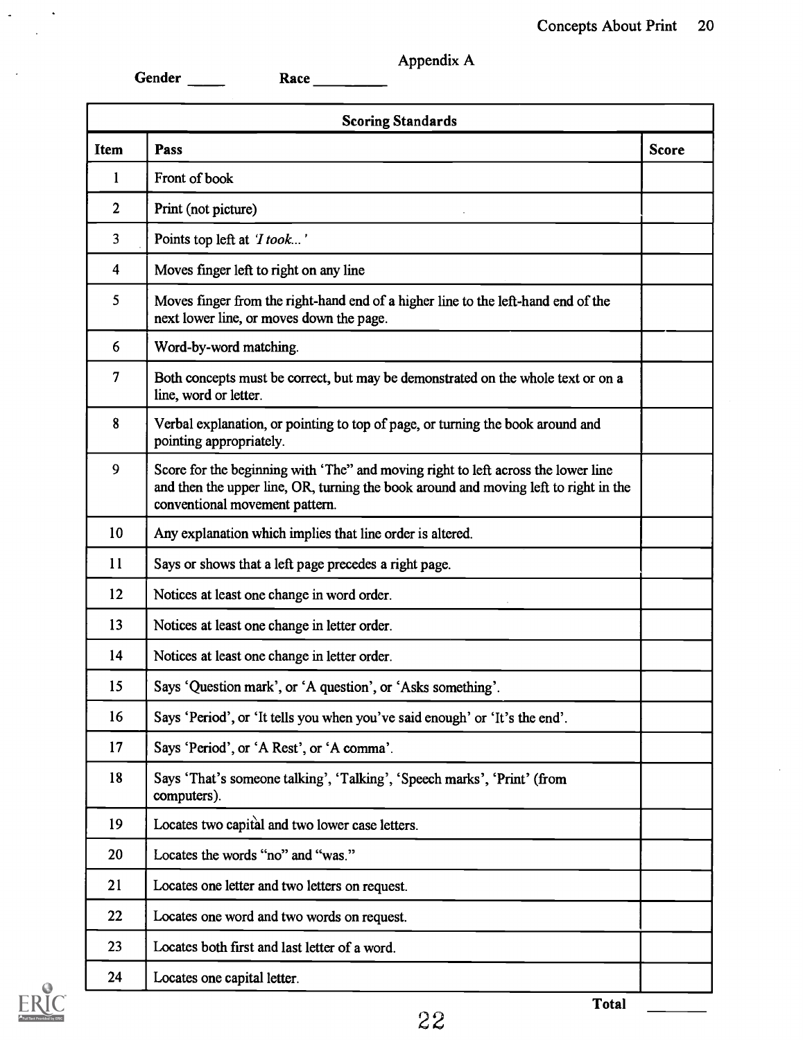Appendix A

**Gender** _____ **Race** _________

| **Scoring Standards** | | |
|---|---|---|
| **Item** | **Pass** | **Score** |
| 1 | Front of book | |
| 2 | Print (not picture) | |
| 3 | Points top left at *'I took...'* | |
| 4 | Moves finger left to right on any line | |
| 5 | Moves finger from the right-hand end of a higher line to the left-hand end of the next lower line, or moves down the page. | |
| 6 | Word-by-word matching. | |
| 7 | Both concepts must be correct, but may be demonstrated on the whole text or on a line, word or letter. | |
| 8 | Verbal explanation, or pointing to top of page, or turning the book around and pointing appropriately. | |
| 9 | Score for the beginning with 'The" and moving right to left across the lower line and then the upper line, OR, turning the book around and moving left to right in the conventional movement pattern. | |
| 10 | Any explanation which implies that line order is altered. | |
| 11 | Says or shows that a left page precedes a right page. | |
| 12 | Notices at least one change in word order. | |
| 13 | Notices at least one change in letter order. | |
| 14 | Notices at least one change in letter order. | |
| 15 | Says 'Question mark', or 'A question', or 'Asks something'. | |
| 16 | Says 'Period', or 'It tells you when you've said enough' or 'It's the end'. | |
| 17 | Says 'Period', or 'A Rest', or 'A comma'. | |
| 18 | Says 'That's someone talking', 'Talking', 'Speech marks', 'Print' (from computers). | |
| 19 | Locates two capital and two lower case letters. | |
| 20 | Locates the words "no" and "was." | |
| 21 | Locates one letter and two letters on request. | |
| 22 | Locates one word and two words on request. | |
| 23 | Locates both first and last letter of a word. | |
| 24 | Locates one capital letter. | |

**Total** ________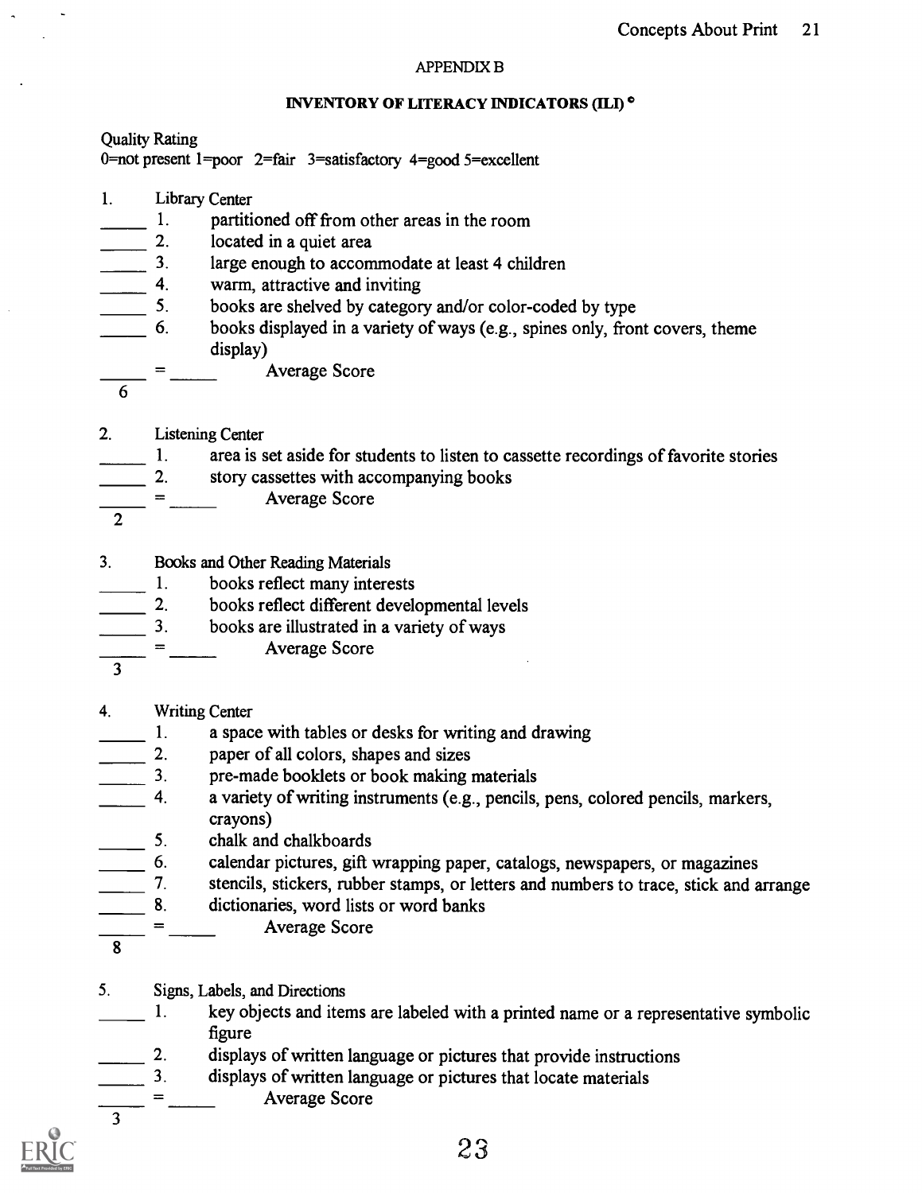APPENDIX B

## INVENTORY OF LITERACY INDICATORS (ILI) ©

Quality Rating
0=not present 1=poor 2=fair 3=satisfactory 4=good 5=excellent

1. Library Center

_____ 1. partitioned off from other areas in the room
_____ 2. located in a quiet area
_____ 3. large enough to accommodate at least 4 children
_____ 4. warm, attractive and inviting
_____ 5. books are shelved by category and/or color-coded by type
_____ 6. books displayed in a variety of ways (e.g., spines only, front covers, theme display)

_____ / 6 = _____ Average Score

2. Listening Center

_____ 1. area is set aside for students to listen to cassette recordings of favorite stories
_____ 2. story cassettes with accompanying books

_____ / 2 = _____ Average Score

3. Books and Other Reading Materials

_____ 1. books reflect many interests
_____ 2. books reflect different developmental levels
_____ 3. books are illustrated in a variety of ways

_____ / 3 = _____ Average Score

4. Writing Center

_____ 1. a space with tables or desks for writing and drawing
_____ 2. paper of all colors, shapes and sizes
_____ 3. pre-made booklets or book making materials
_____ 4. a variety of writing instruments (e.g., pencils, pens, colored pencils, markers, crayons)
_____ 5. chalk and chalkboards
_____ 6. calendar pictures, gift wrapping paper, catalogs, newspapers, or magazines
_____ 7. stencils, stickers, rubber stamps, or letters and numbers to trace, stick and arrange
_____ 8. dictionaries, word lists or word banks

_____ / 8 = _____ Average Score

5. Signs, Labels, and Directions

_____ 1. key objects and items are labeled with a printed name or a representative symbolic figure
_____ 2. displays of written language or pictures that provide instructions
_____ 3. displays of written language or pictures that locate materials

_____ / 3 = _____ Average Score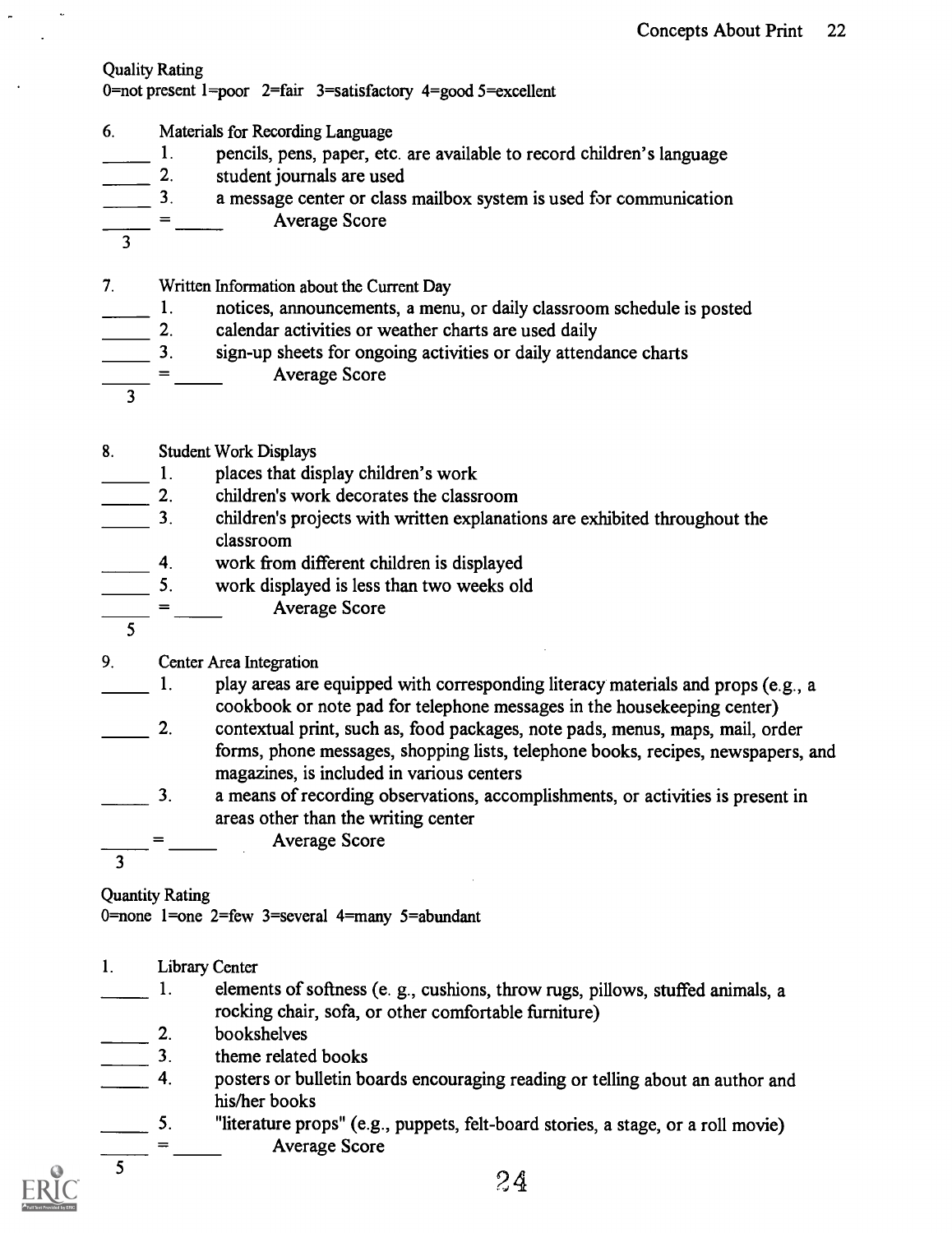Quality Rating
0=not present 1=poor 2=fair 3=satisfactory 4=good 5=excellent

6. Materials for Recording Language
   _____ 1. pencils, pens, paper, etc. are available to record children's language
   _____ 2. student journals are used
   _____ 3. a message center or class mailbox system is used for communication
   _____ / 3 = _____ Average Score

7. Written Information about the Current Day
   _____ 1. notices, announcements, a menu, or daily classroom schedule is posted
   _____ 2. calendar activities or weather charts are used daily
   _____ 3. sign-up sheets for ongoing activities or daily attendance charts
   _____ / 3 = _____ Average Score

8. Student Work Displays
   _____ 1. places that display children's work
   _____ 2. children's work decorates the classroom
   _____ 3. children's projects with written explanations are exhibited throughout the classroom
   _____ 4. work from different children is displayed
   _____ 5. work displayed is less than two weeks old
   _____ / 5 = _____ Average Score

9. Center Area Integration
   _____ 1. play areas are equipped with corresponding literacy materials and props (e.g., a cookbook or note pad for telephone messages in the housekeeping center)
   _____ 2. contextual print, such as, food packages, note pads, menus, maps, mail, order forms, phone messages, shopping lists, telephone books, recipes, newspapers, and magazines, is included in various centers
   _____ 3. a means of recording observations, accomplishments, or activities is present in areas other than the writing center
   _____ / 3 = _____ Average Score

Quantity Rating
0=none 1=one 2=few 3=several 4=many 5=abundant

1. Library Center
   _____ 1. elements of softness (e. g., cushions, throw rugs, pillows, stuffed animals, a rocking chair, sofa, or other comfortable furniture)
   _____ 2. bookshelves
   _____ 3. theme related books
   _____ 4. posters or bulletin boards encouraging reading or telling about an author and his/her books
   _____ 5. "literature props" (e.g., puppets, felt-board stories, a stage, or a roll movie)
   _____ / 5 = _____ Average Score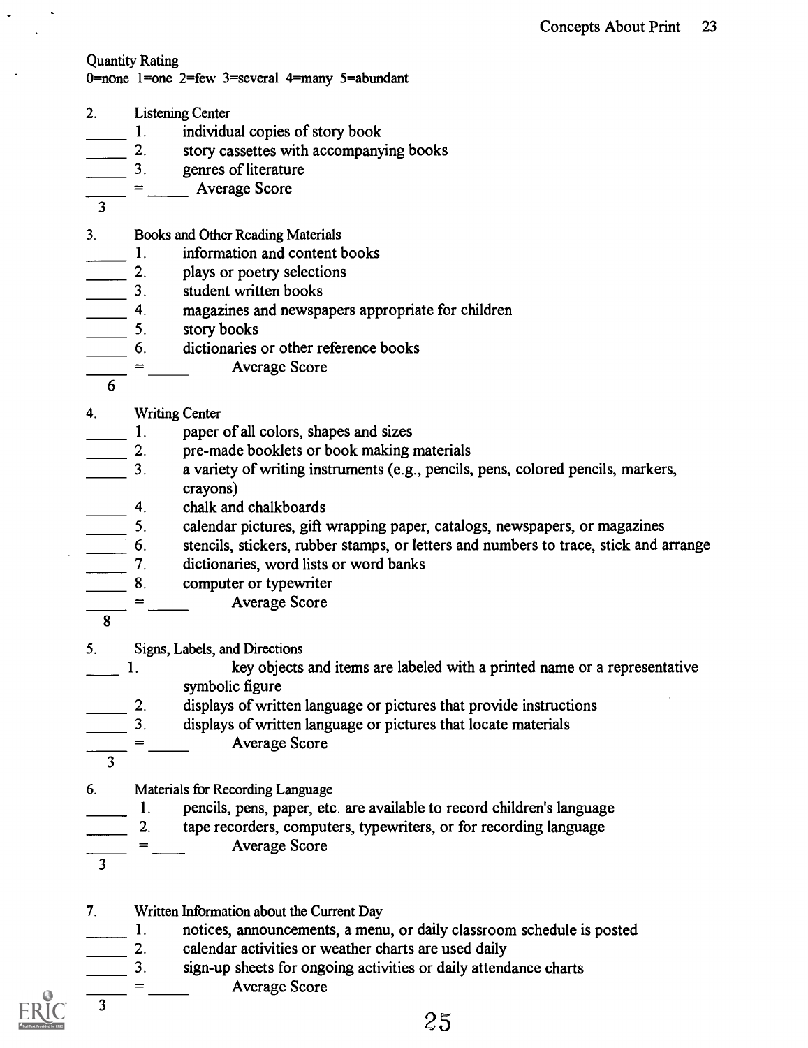Quantity Rating
0=none 1=one 2=few 3=several 4=many 5=abundant

2. Listening Center

_____ 1. individual copies of story book
_____ 2. story cassettes with accompanying books
_____ 3. genres of literature
_____ = _____ Average Score
3

3. Books and Other Reading Materials

_____ 1. information and content books
_____ 2. plays or poetry selections
_____ 3. student written books
_____ 4. magazines and newspapers appropriate for children
_____ 5. story books
_____ 6. dictionaries or other reference books
_____ = _____ Average Score
6

4. Writing Center

_____ 1. paper of all colors, shapes and sizes
_____ 2. pre-made booklets or book making materials
_____ 3. a variety of writing instruments (e.g., pencils, pens, colored pencils, markers, crayons)
_____ 4. chalk and chalkboards
_____ 5. calendar pictures, gift wrapping paper, catalogs, newspapers, or magazines
_____ 6. stencils, stickers, rubber stamps, or letters and numbers to trace, stick and arrange
_____ 7. dictionaries, word lists or word banks
_____ 8. computer or typewriter
_____ = _____ Average Score
8

5. Signs, Labels, and Directions

_____ 1. key objects and items are labeled with a printed name or a representative symbolic figure
_____ 2. displays of written language or pictures that provide instructions
_____ 3. displays of written language or pictures that locate materials
_____ = _____ Average Score
3

6. Materials for Recording Language

_____ 1. pencils, pens, paper, etc. are available to record children's language
_____ 2. tape recorders, computers, typewriters, or for recording language
_____ = _____ Average Score
3

7. Written Information about the Current Day

_____ 1. notices, announcements, a menu, or daily classroom schedule is posted
_____ 2. calendar activities or weather charts are used daily
_____ 3. sign-up sheets for ongoing activities or daily attendance charts
_____ = _____ Average Score
3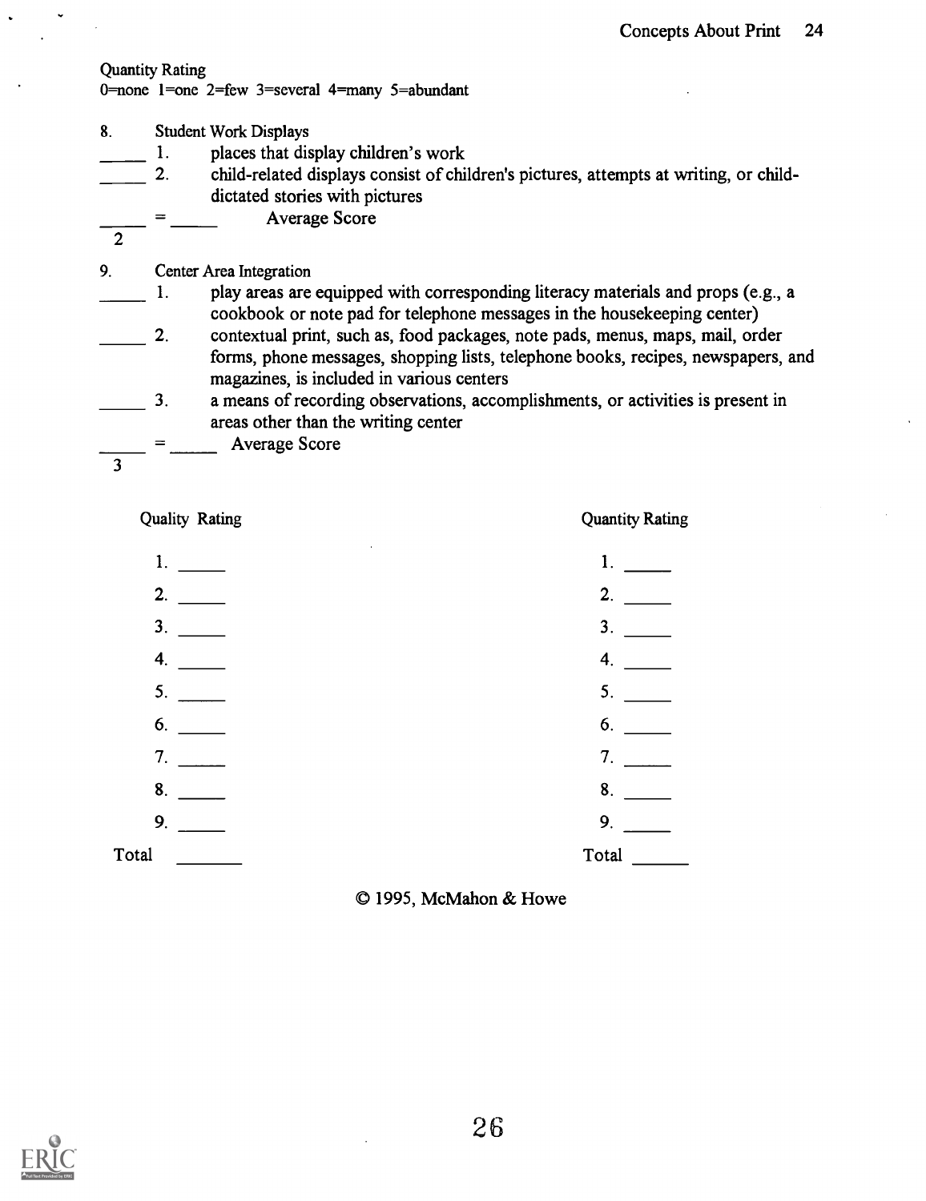Quantity Rating
0=none 1=one 2=few 3=several 4=many 5=abundant

8. Student Work Displays

_____ 1. places that display children's work

_____ 2. child-related displays consist of children's pictures, attempts at writing, or child-dictated stories with pictures

$\frac{\_\_\_\_\_}{2}$ = _____ Average Score

9. Center Area Integration

_____ 1. play areas are equipped with corresponding literacy materials and props (e.g., a cookbook or note pad for telephone messages in the housekeeping center)

_____ 2. contextual print, such as, food packages, note pads, menus, maps, mail, order forms, phone messages, shopping lists, telephone books, recipes, newspapers, and magazines, is included in various centers

_____ 3. a means of recording observations, accomplishments, or activities is present in areas other than the writing center

$\frac{\_\_\_\_\_}{3}$ = _____ Average Score

| Quality Rating | Quantity Rating |
|---|---|
| 1. _____ | 1. _____ |
| 2. _____ | 2. _____ |
| 3. _____ | 3. _____ |
| 4. _____ | 4. _____ |
| 5. _____ | 5. _____ |
| 6. _____ | 6. _____ |
| 7. _____ | 7. _____ |
| 8. _____ | 8. _____ |
| 9. _____ | 9. _____ |
| Total _______ | Total ______ |

© 1995, McMahon & Howe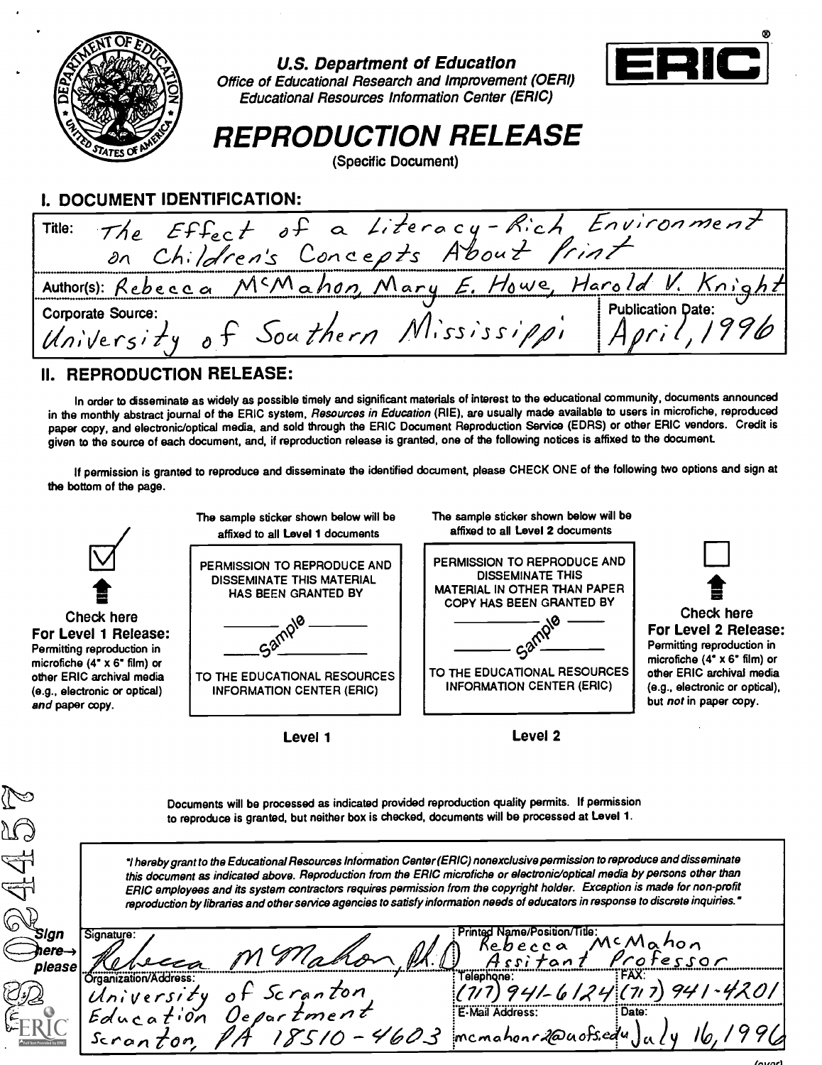U.S. Department of Education
Office of Educational Research and Improvement (OERI)
Educational Resources Information Center (ERIC)

ERIC®

# REPRODUCTION RELEASE

(Specific Document)

## I. DOCUMENT IDENTIFICATION:

Title: The Effect of a Literacy-Rich Environment on Children's Concepts About Print

Author(s): Rebecca McMahon, Mary E. Howe, Harold V. Knight

Corporate Source: University of Southern Mississippi

Publication Date: April, 1996

## II. REPRODUCTION RELEASE:

In order to disseminate as widely as possible timely and significant materials of interest to the educational community, documents announced in the monthly abstract journal of the ERIC system, *Resources in Education* (RIE), are usually made available to users in microfiche, reproduced paper copy, and electronic/optical media, and sold through the ERIC Document Reproduction Service (EDRS) or other ERIC vendors. Credit is given to the source of each document, and, if reproduction release is granted, one of the following notices is affixed to the document.

If permission is granted to reproduce and disseminate the identified document, please CHECK ONE of the following two options and sign at the bottom of the page.

☑ **Check here**
**For Level 1 Release:**
Permitting reproduction in microfiche (4" x 6" film) or other ERIC archival media (e.g., electronic or optical) *and* paper copy.

The sample sticker shown below will be affixed to all **Level 1** documents

PERMISSION TO REPRODUCE AND DISSEMINATE THIS MATERIAL HAS BEEN GRANTED BY

sample

TO THE EDUCATIONAL RESOURCES INFORMATION CENTER (ERIC)

**Level 1**

The sample sticker shown below will be affixed to all **Level 2** documents

PERMISSION TO REPRODUCE AND DISSEMINATE THIS MATERIAL IN OTHER THAN PAPER COPY HAS BEEN GRANTED BY

sample

TO THE EDUCATIONAL RESOURCES INFORMATION CENTER (ERIC)

**Level 2**

☐ **Check here**
**For Level 2 Release:**
Permitting reproduction in microfiche (4" x 6" film) or other ERIC archival media (e.g., electronic or optical), but *not* in paper copy.

Documents will be processed as indicated provided reproduction quality permits. If permission to reproduce is granted, but neither box is checked, documents will be processed at Level 1.

*"I hereby grant to the Educational Resources Information Center (ERIC) nonexclusive permission to reproduce and disseminate this document as indicated above. Reproduction from the ERIC microfiche or electronic/optical media by persons other than ERIC employees and its system contractors requires permission from the copyright holder. Exception is made for non-profit reproduction by libraries and other service agencies to satisfy information needs of educators in response to discrete inquiries."*

Sign here→ please

Signature: Rebecca McMahon, Ph.D.

Printed Name/Position/Title: Rebecca McMahon Assitant Professor

Organization/Address: University of Scranton Education Department Scranton, PA 18510-4603

Telephone: (717) 941-6124

FAX: (717) 941-4201

E-Mail Address: mcmahonr2@uofs.edu

Date: July 16, 1996

(over)